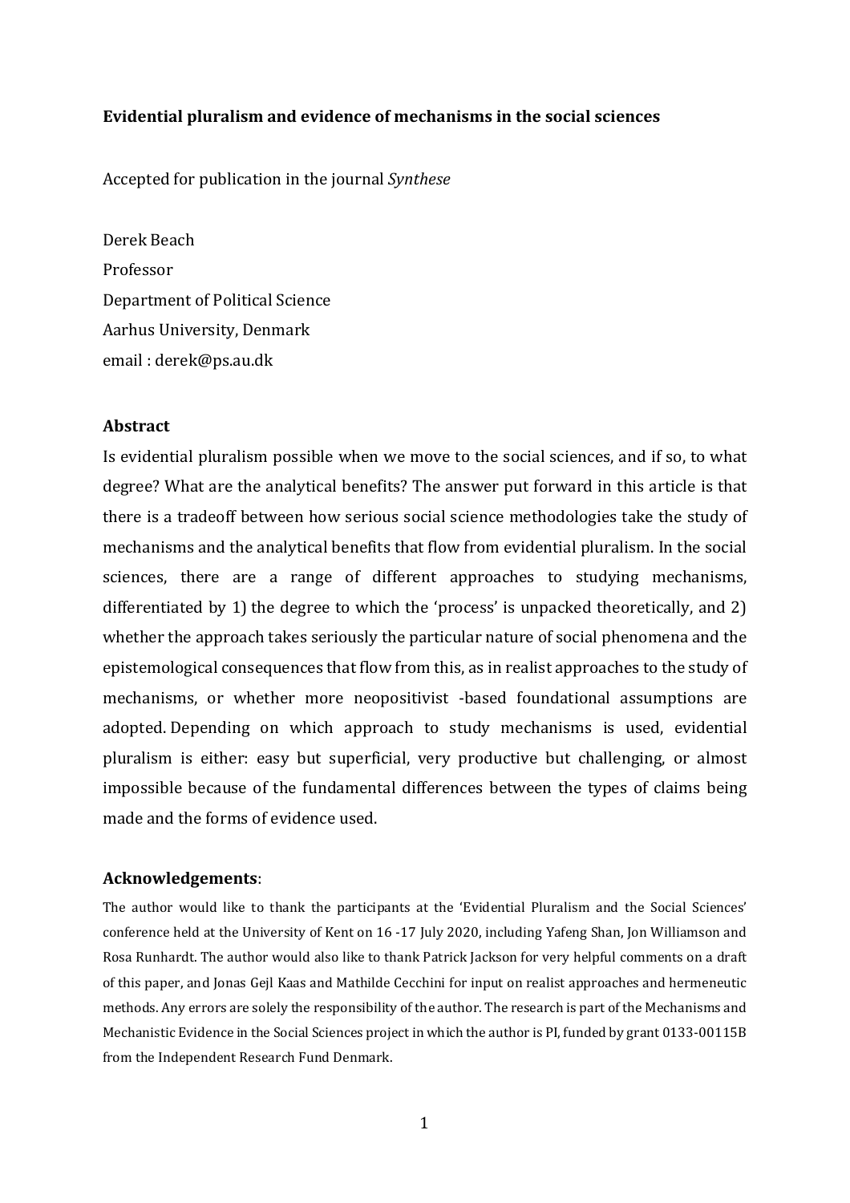**Evidential pluralism and evidence of mechanisms in the social sciences**

Accepted for publication in the journal *Synthese*

Derek Beach
Professor
Department of Political Science
Aarhus University, Denmark
email : derek@ps.au.dk

## Abstract

Is evidential pluralism possible when we move to the social sciences, and if so, to what degree? What are the analytical benefits? The answer put forward in this article is that there is a tradeoff between how serious social science methodologies take the study of mechanisms and the analytical benefits that flow from evidential pluralism. In the social sciences, there are a range of different approaches to studying mechanisms, differentiated by 1) the degree to which the 'process' is unpacked theoretically, and 2) whether the approach takes seriously the particular nature of social phenomena and the epistemological consequences that flow from this, as in realist approaches to the study of mechanisms, or whether more neopositivist -based foundational assumptions are adopted. Depending on which approach to study mechanisms is used, evidential pluralism is either: easy but superficial, very productive but challenging, or almost impossible because of the fundamental differences between the types of claims being made and the forms of evidence used.

**Acknowledgements**:

The author would like to thank the participants at the 'Evidential Pluralism and the Social Sciences' conference held at the University of Kent on 16 -17 July 2020, including Yafeng Shan, Jon Williamson and Rosa Runhardt. The author would also like to thank Patrick Jackson for very helpful comments on a draft of this paper, and Jonas Gejl Kaas and Mathilde Cecchini for input on realist approaches and hermeneutic methods. Any errors are solely the responsibility of the author. The research is part of the Mechanisms and Mechanistic Evidence in the Social Sciences project in which the author is PI, funded by grant 0133-00115B from the Independent Research Fund Denmark.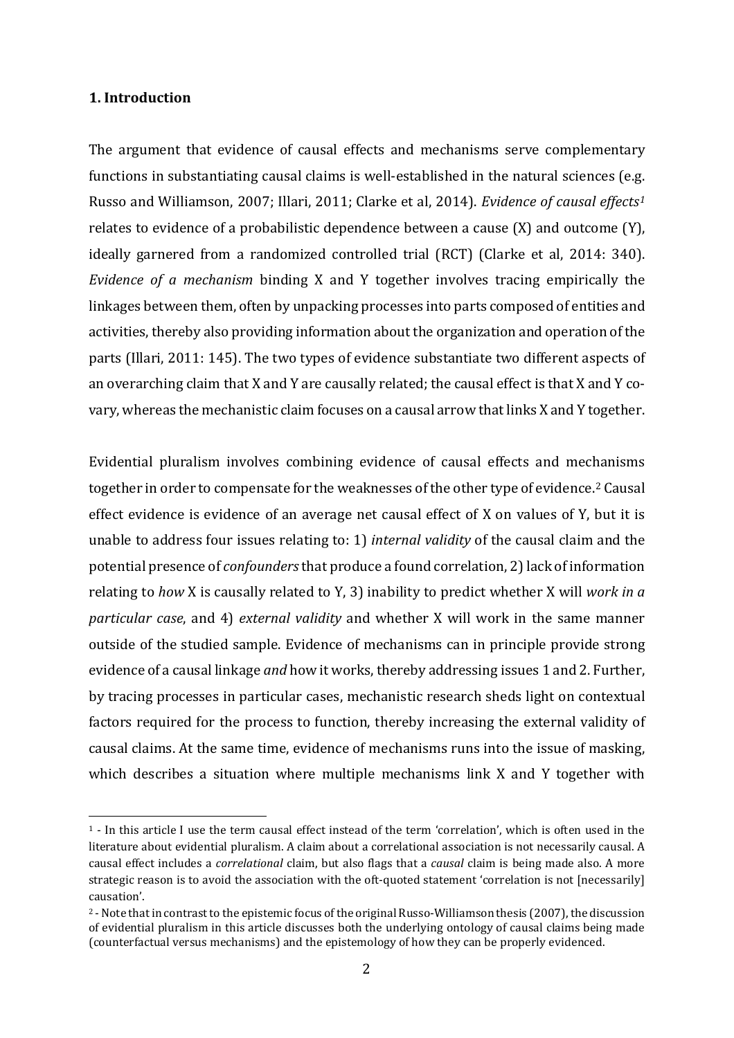## 1. Introduction

The argument that evidence of causal effects and mechanisms serve complementary functions in substantiating causal claims is well-established in the natural sciences (e.g. Russo and Williamson, 2007; Illari, 2011; Clarke et al, 2014). *Evidence of causal effects*[1] relates to evidence of a probabilistic dependence between a cause (X) and outcome (Y), ideally garnered from a randomized controlled trial (RCT) (Clarke et al, 2014: 340). *Evidence of a mechanism* binding X and Y together involves tracing empirically the linkages between them, often by unpacking processes into parts composed of entities and activities, thereby also providing information about the organization and operation of the parts (Illari, 2011: 145). The two types of evidence substantiate two different aspects of an overarching claim that X and Y are causally related; the causal effect is that X and Y co-vary, whereas the mechanistic claim focuses on a causal arrow that links X and Y together.

Evidential pluralism involves combining evidence of causal effects and mechanisms together in order to compensate for the weaknesses of the other type of evidence.[2] Causal effect evidence is evidence of an average net causal effect of X on values of Y, but it is unable to address four issues relating to: 1) *internal validity* of the causal claim and the potential presence of *confounders* that produce a found correlation, 2) lack of information relating to *how* X is causally related to Y, 3) inability to predict whether X will *work in a particular case*, and 4) *external validity* and whether X will work in the same manner outside of the studied sample. Evidence of mechanisms can in principle provide strong evidence of a causal linkage *and* how it works, thereby addressing issues 1 and 2. Further, by tracing processes in particular cases, mechanistic research sheds light on contextual factors required for the process to function, thereby increasing the external validity of causal claims. At the same time, evidence of mechanisms runs into the issue of masking, which describes a situation where multiple mechanisms link X and Y together with

[1] - In this article I use the term causal effect instead of the term 'correlation', which is often used in the literature about evidential pluralism. A claim about a correlational association is not necessarily causal. A causal effect includes a *correlational* claim, but also flags that a *causal* claim is being made also. A more strategic reason is to avoid the association with the oft-quoted statement 'correlation is not [necessarily] causation'.

[2] - Note that in contrast to the epistemic focus of the original Russo-Williamson thesis (2007), the discussion of evidential pluralism in this article discusses both the underlying ontology of causal claims being made (counterfactual versus mechanisms) and the epistemology of how they can be properly evidenced.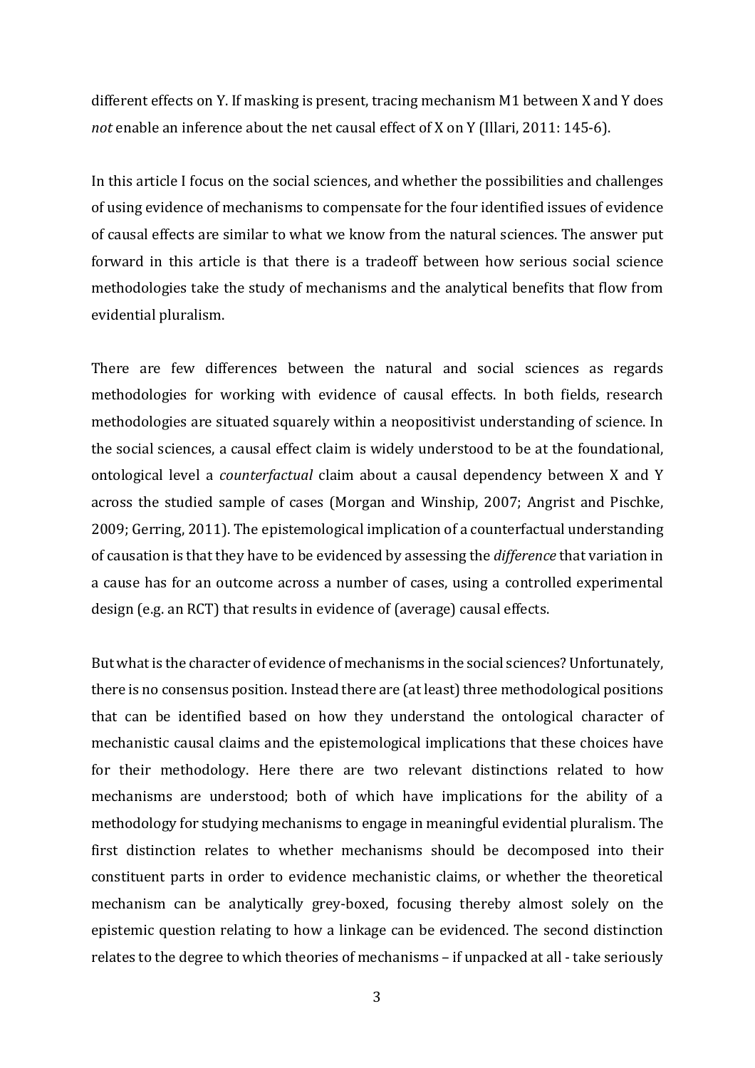different effects on Y. If masking is present, tracing mechanism M1 between X and Y does *not* enable an inference about the net causal effect of X on Y (Illari, 2011: 145-6).

In this article I focus on the social sciences, and whether the possibilities and challenges of using evidence of mechanisms to compensate for the four identified issues of evidence of causal effects are similar to what we know from the natural sciences. The answer put forward in this article is that there is a tradeoff between how serious social science methodologies take the study of mechanisms and the analytical benefits that flow from evidential pluralism.

There are few differences between the natural and social sciences as regards methodologies for working with evidence of causal effects. In both fields, research methodologies are situated squarely within a neopositivist understanding of science. In the social sciences, a causal effect claim is widely understood to be at the foundational, ontological level a *counterfactual* claim about a causal dependency between X and Y across the studied sample of cases (Morgan and Winship, 2007; Angrist and Pischke, 2009; Gerring, 2011). The epistemological implication of a counterfactual understanding of causation is that they have to be evidenced by assessing the *difference* that variation in a cause has for an outcome across a number of cases, using a controlled experimental design (e.g. an RCT) that results in evidence of (average) causal effects.

But what is the character of evidence of mechanisms in the social sciences? Unfortunately, there is no consensus position. Instead there are (at least) three methodological positions that can be identified based on how they understand the ontological character of mechanistic causal claims and the epistemological implications that these choices have for their methodology. Here there are two relevant distinctions related to how mechanisms are understood; both of which have implications for the ability of a methodology for studying mechanisms to engage in meaningful evidential pluralism. The first distinction relates to whether mechanisms should be decomposed into their constituent parts in order to evidence mechanistic claims, or whether the theoretical mechanism can be analytically grey-boxed, focusing thereby almost solely on the epistemic question relating to how a linkage can be evidenced. The second distinction relates to the degree to which theories of mechanisms – if unpacked at all - take seriously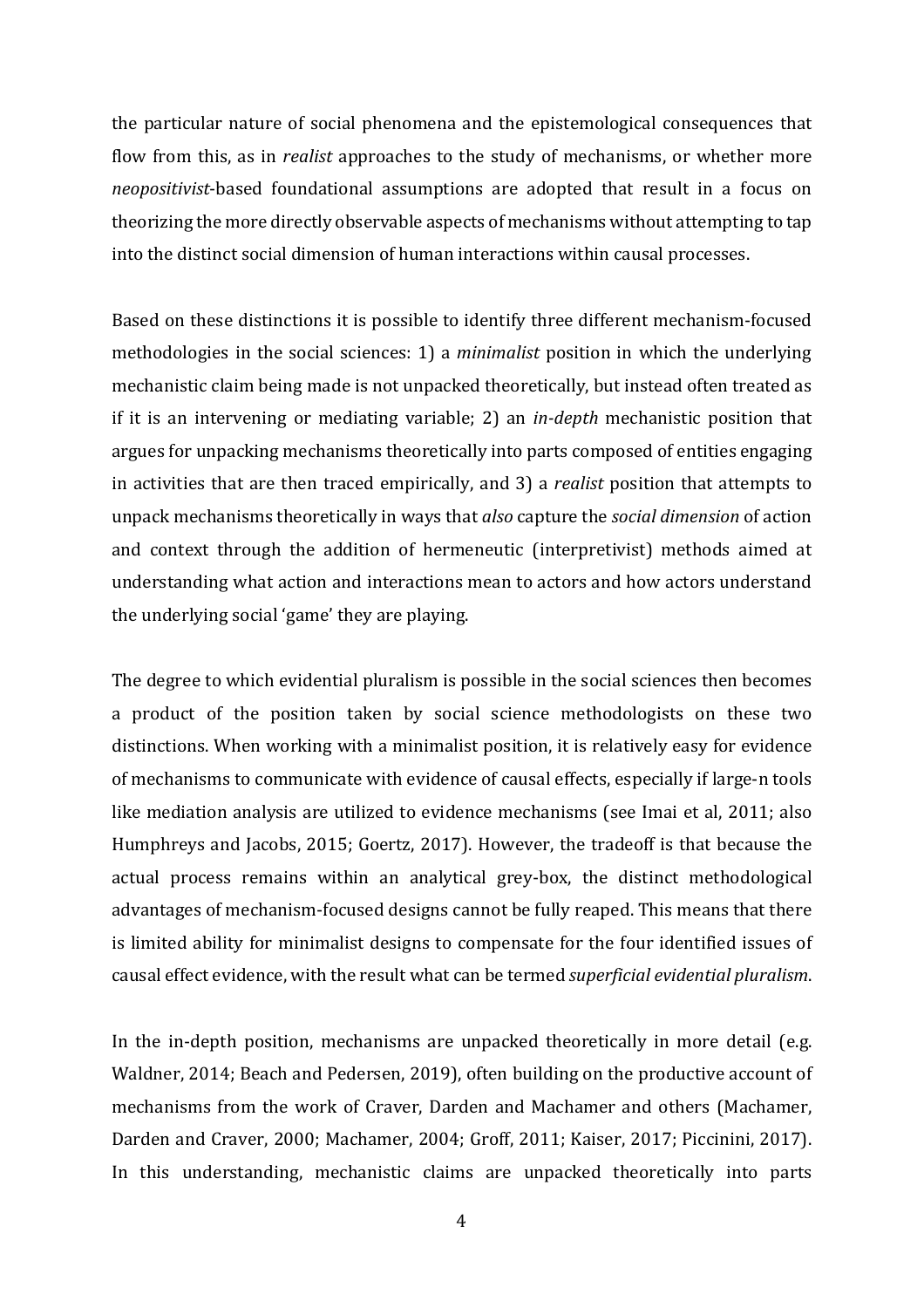the particular nature of social phenomena and the epistemological consequences that flow from this, as in *realist* approaches to the study of mechanisms, or whether more *neopositivist*-based foundational assumptions are adopted that result in a focus on theorizing the more directly observable aspects of mechanisms without attempting to tap into the distinct social dimension of human interactions within causal processes.

Based on these distinctions it is possible to identify three different mechanism-focused methodologies in the social sciences: 1) a *minimalist* position in which the underlying mechanistic claim being made is not unpacked theoretically, but instead often treated as if it is an intervening or mediating variable; 2) an *in-depth* mechanistic position that argues for unpacking mechanisms theoretically into parts composed of entities engaging in activities that are then traced empirically, and 3) a *realist* position that attempts to unpack mechanisms theoretically in ways that *also* capture the *social dimension* of action and context through the addition of hermeneutic (interpretivist) methods aimed at understanding what action and interactions mean to actors and how actors understand the underlying social 'game' they are playing.

The degree to which evidential pluralism is possible in the social sciences then becomes a product of the position taken by social science methodologists on these two distinctions. When working with a minimalist position, it is relatively easy for evidence of mechanisms to communicate with evidence of causal effects, especially if large-n tools like mediation analysis are utilized to evidence mechanisms (see Imai et al, 2011; also Humphreys and Jacobs, 2015; Goertz, 2017). However, the tradeoff is that because the actual process remains within an analytical grey-box, the distinct methodological advantages of mechanism-focused designs cannot be fully reaped. This means that there is limited ability for minimalist designs to compensate for the four identified issues of causal effect evidence, with the result what can be termed *superficial evidential pluralism*.

In the in-depth position, mechanisms are unpacked theoretically in more detail (e.g. Waldner, 2014; Beach and Pedersen, 2019), often building on the productive account of mechanisms from the work of Craver, Darden and Machamer and others (Machamer, Darden and Craver, 2000; Machamer, 2004; Groff, 2011; Kaiser, 2017; Piccinini, 2017). In this understanding, mechanistic claims are unpacked theoretically into parts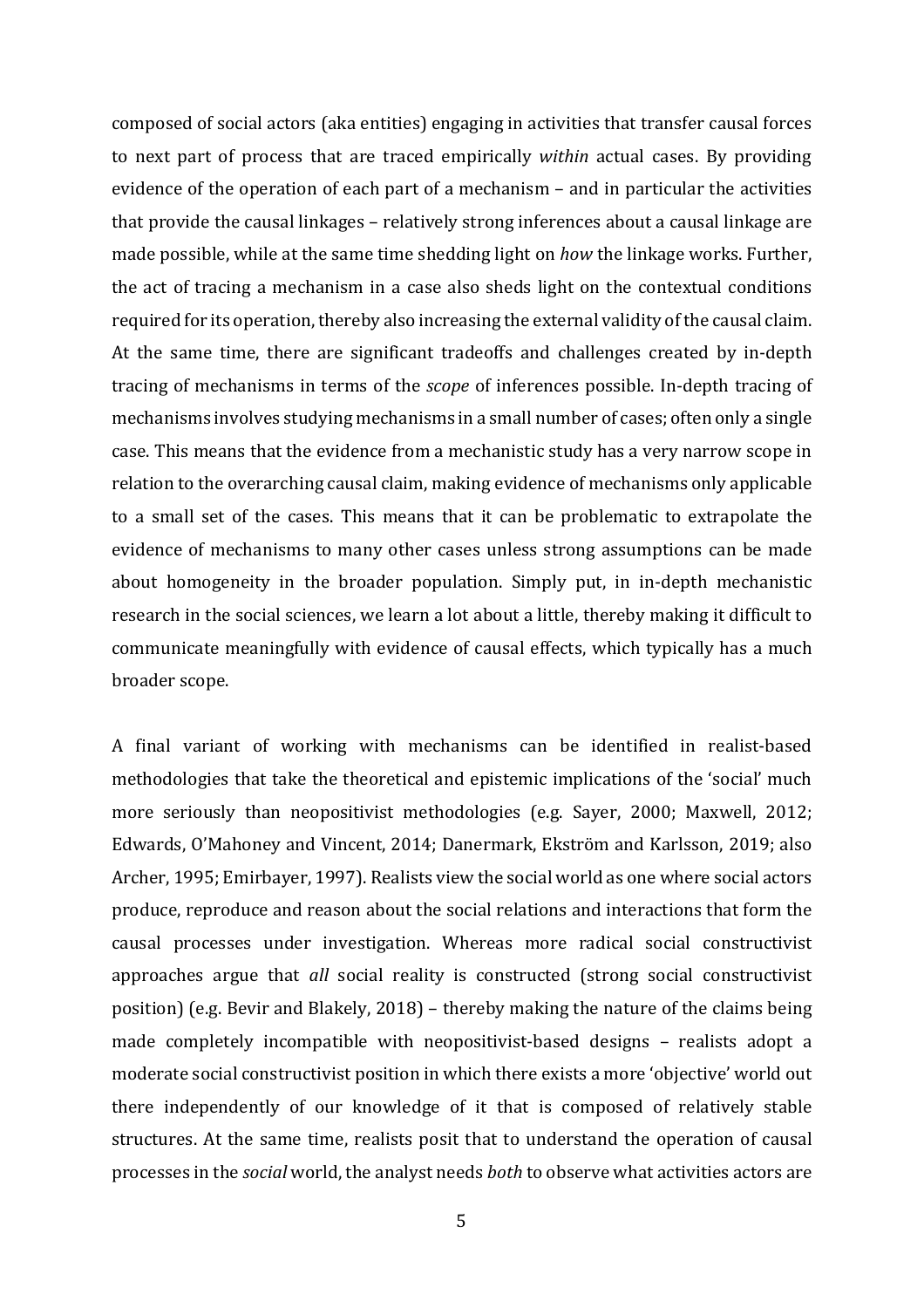composed of social actors (aka entities) engaging in activities that transfer causal forces to next part of process that are traced empirically *within* actual cases. By providing evidence of the operation of each part of a mechanism – and in particular the activities that provide the causal linkages – relatively strong inferences about a causal linkage are made possible, while at the same time shedding light on *how* the linkage works. Further, the act of tracing a mechanism in a case also sheds light on the contextual conditions required for its operation, thereby also increasing the external validity of the causal claim. At the same time, there are significant tradeoffs and challenges created by in-depth tracing of mechanisms in terms of the *scope* of inferences possible. In-depth tracing of mechanisms involves studying mechanisms in a small number of cases; often only a single case. This means that the evidence from a mechanistic study has a very narrow scope in relation to the overarching causal claim, making evidence of mechanisms only applicable to a small set of the cases. This means that it can be problematic to extrapolate the evidence of mechanisms to many other cases unless strong assumptions can be made about homogeneity in the broader population. Simply put, in in-depth mechanistic research in the social sciences, we learn a lot about a little, thereby making it difficult to communicate meaningfully with evidence of causal effects, which typically has a much broader scope.

A final variant of working with mechanisms can be identified in realist-based methodologies that take the theoretical and epistemic implications of the 'social' much more seriously than neopositivist methodologies (e.g. Sayer, 2000; Maxwell, 2012; Edwards, O'Mahoney and Vincent, 2014; Danermark, Ekström and Karlsson, 2019; also Archer, 1995; Emirbayer, 1997). Realists view the social world as one where social actors produce, reproduce and reason about the social relations and interactions that form the causal processes under investigation. Whereas more radical social constructivist approaches argue that *all* social reality is constructed (strong social constructivist position) (e.g. Bevir and Blakely, 2018) – thereby making the nature of the claims being made completely incompatible with neopositivist-based designs – realists adopt a moderate social constructivist position in which there exists a more 'objective' world out there independently of our knowledge of it that is composed of relatively stable structures. At the same time, realists posit that to understand the operation of causal processes in the *social* world, the analyst needs *both* to observe what activities actors are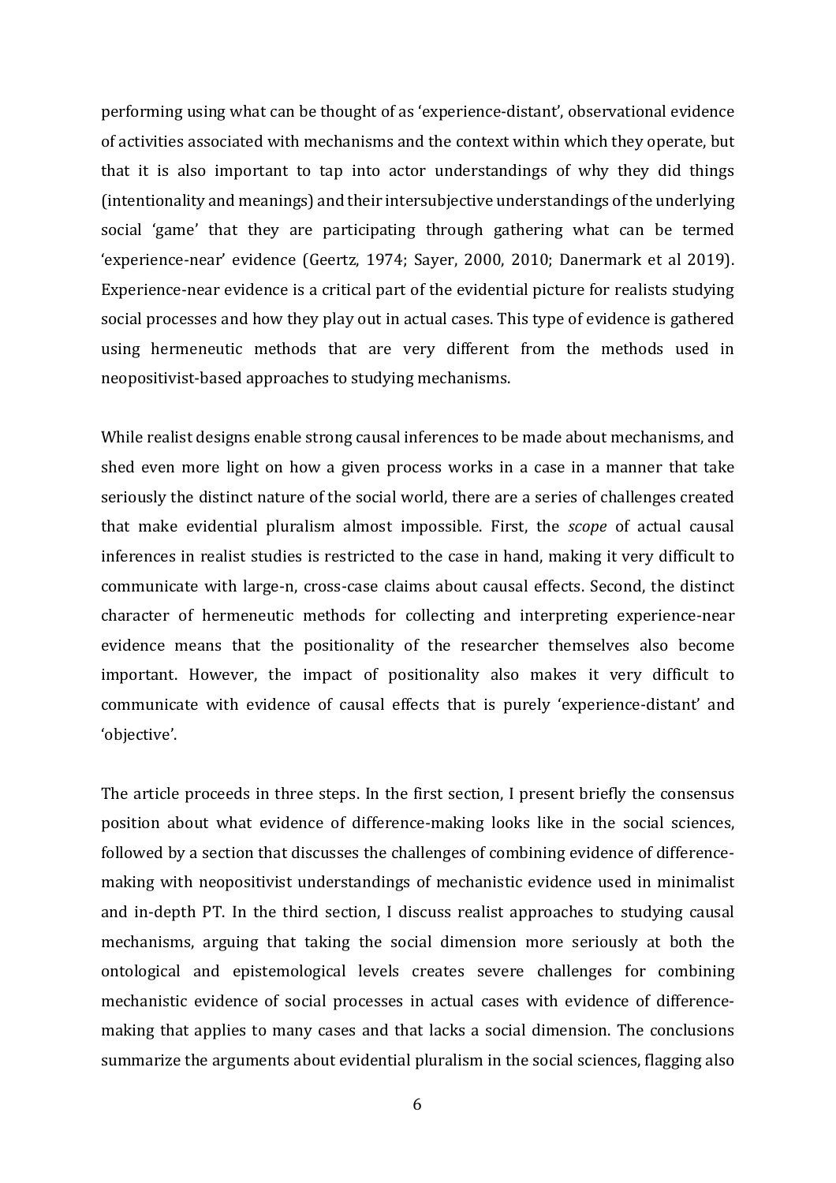performing using what can be thought of as 'experience-distant', observational evidence of activities associated with mechanisms and the context within which they operate, but that it is also important to tap into actor understandings of why they did things (intentionality and meanings) and their intersubjective understandings of the underlying social 'game' that they are participating through gathering what can be termed 'experience-near' evidence (Geertz, 1974; Sayer, 2000, 2010; Danermark et al 2019). Experience-near evidence is a critical part of the evidential picture for realists studying social processes and how they play out in actual cases. This type of evidence is gathered using hermeneutic methods that are very different from the methods used in neopositivist-based approaches to studying mechanisms.

While realist designs enable strong causal inferences to be made about mechanisms, and shed even more light on how a given process works in a case in a manner that take seriously the distinct nature of the social world, there are a series of challenges created that make evidential pluralism almost impossible. First, the *scope* of actual causal inferences in realist studies is restricted to the case in hand, making it very difficult to communicate with large-n, cross-case claims about causal effects. Second, the distinct character of hermeneutic methods for collecting and interpreting experience-near evidence means that the positionality of the researcher themselves also become important. However, the impact of positionality also makes it very difficult to communicate with evidence of causal effects that is purely 'experience-distant' and 'objective'.

The article proceeds in three steps. In the first section, I present briefly the consensus position about what evidence of difference-making looks like in the social sciences, followed by a section that discusses the challenges of combining evidence of difference-making with neopositivist understandings of mechanistic evidence used in minimalist and in-depth PT. In the third section, I discuss realist approaches to studying causal mechanisms, arguing that taking the social dimension more seriously at both the ontological and epistemological levels creates severe challenges for combining mechanistic evidence of social processes in actual cases with evidence of difference-making that applies to many cases and that lacks a social dimension. The conclusions summarize the arguments about evidential pluralism in the social sciences, flagging also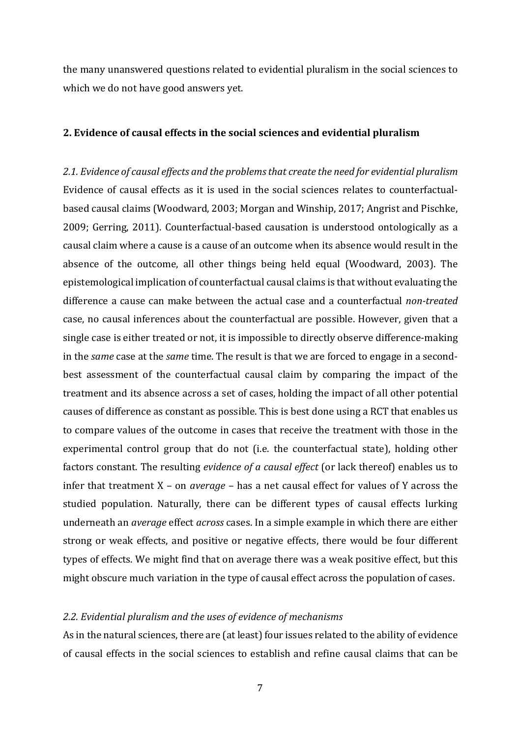the many unanswered questions related to evidential pluralism in the social sciences to which we do not have good answers yet.

## 2. Evidence of causal effects in the social sciences and evidential pluralism

### *2.1. Evidence of causal effects and the problems that create the need for evidential pluralism*

Evidence of causal effects as it is used in the social sciences relates to counterfactual-based causal claims (Woodward, 2003; Morgan and Winship, 2017; Angrist and Pischke, 2009; Gerring, 2011). Counterfactual-based causation is understood ontologically as a causal claim where a cause is a cause of an outcome when its absence would result in the absence of the outcome, all other things being held equal (Woodward, 2003). The epistemological implication of counterfactual causal claims is that without evaluating the difference a cause can make between the actual case and a counterfactual *non-treated* case, no causal inferences about the counterfactual are possible. However, given that a single case is either treated or not, it is impossible to directly observe difference-making in the *same* case at the *same* time. The result is that we are forced to engage in a second-best assessment of the counterfactual causal claim by comparing the impact of the treatment and its absence across a set of cases, holding the impact of all other potential causes of difference as constant as possible. This is best done using a RCT that enables us to compare values of the outcome in cases that receive the treatment with those in the experimental control group that do not (i.e. the counterfactual state), holding other factors constant. The resulting *evidence of a causal effect* (or lack thereof) enables us to infer that treatment X – on *average* – has a net causal effect for values of Y across the studied population. Naturally, there can be different types of causal effects lurking underneath an *average* effect *across* cases. In a simple example in which there are either strong or weak effects, and positive or negative effects, there would be four different types of effects. We might find that on average there was a weak positive effect, but this might obscure much variation in the type of causal effect across the population of cases.

### *2.2. Evidential pluralism and the uses of evidence of mechanisms*

As in the natural sciences, there are (at least) four issues related to the ability of evidence of causal effects in the social sciences to establish and refine causal claims that can be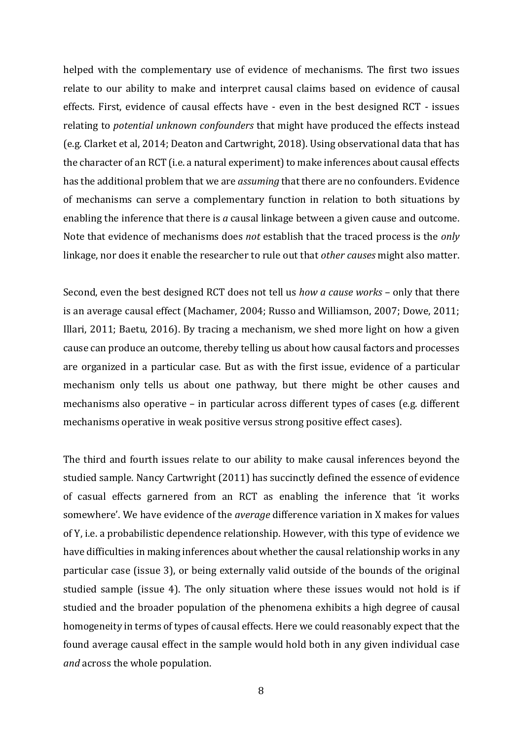helped with the complementary use of evidence of mechanisms. The first two issues relate to our ability to make and interpret causal claims based on evidence of causal effects. First, evidence of causal effects have - even in the best designed RCT - issues relating to *potential unknown confounders* that might have produced the effects instead (e.g. Clarket et al, 2014; Deaton and Cartwright, 2018). Using observational data that has the character of an RCT (i.e. a natural experiment) to make inferences about causal effects has the additional problem that we are *assuming* that there are no confounders. Evidence of mechanisms can serve a complementary function in relation to both situations by enabling the inference that there is *a* causal linkage between a given cause and outcome. Note that evidence of mechanisms does *not* establish that the traced process is the *only* linkage, nor does it enable the researcher to rule out that *other causes* might also matter.

Second, even the best designed RCT does not tell us *how a cause works* – only that there is an average causal effect (Machamer, 2004; Russo and Williamson, 2007; Dowe, 2011; Illari, 2011; Baetu, 2016). By tracing a mechanism, we shed more light on how a given cause can produce an outcome, thereby telling us about how causal factors and processes are organized in a particular case. But as with the first issue, evidence of a particular mechanism only tells us about one pathway, but there might be other causes and mechanisms also operative – in particular across different types of cases (e.g. different mechanisms operative in weak positive versus strong positive effect cases).

The third and fourth issues relate to our ability to make causal inferences beyond the studied sample. Nancy Cartwright (2011) has succinctly defined the essence of evidence of casual effects garnered from an RCT as enabling the inference that 'it works somewhere'. We have evidence of the *average* difference variation in X makes for values of Y, i.e. a probabilistic dependence relationship. However, with this type of evidence we have difficulties in making inferences about whether the causal relationship works in any particular case (issue 3), or being externally valid outside of the bounds of the original studied sample (issue 4). The only situation where these issues would not hold is if studied and the broader population of the phenomena exhibits a high degree of causal homogeneity in terms of types of causal effects. Here we could reasonably expect that the found average causal effect in the sample would hold both in any given individual case *and* across the whole population.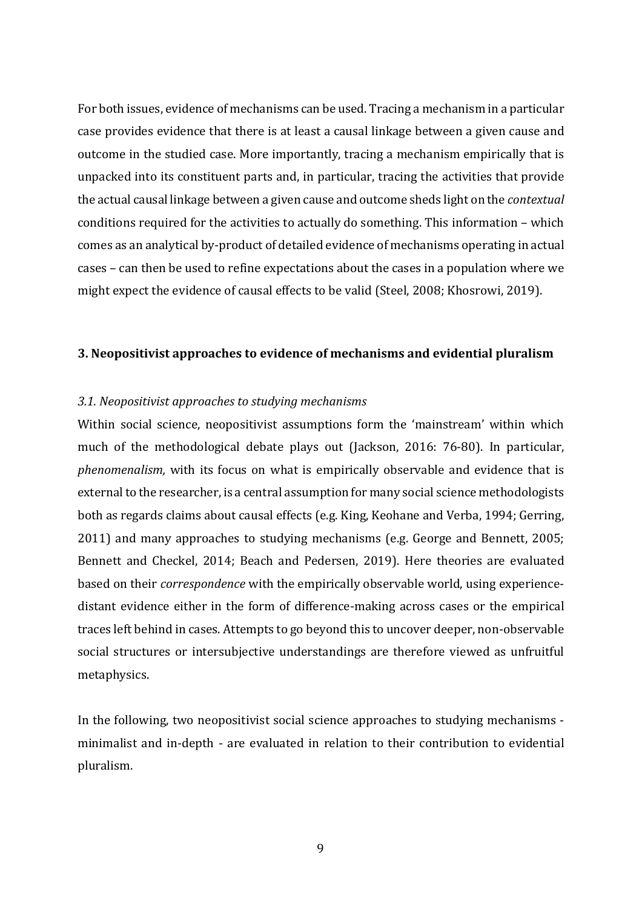For both issues, evidence of mechanisms can be used. Tracing a mechanism in a particular case provides evidence that there is at least a causal linkage between a given cause and outcome in the studied case. More importantly, tracing a mechanism empirically that is unpacked into its constituent parts and, in particular, tracing the activities that provide the actual causal linkage between a given cause and outcome sheds light on the *contextual* conditions required for the activities to actually do something. This information – which comes as an analytical by-product of detailed evidence of mechanisms operating in actual cases – can then be used to refine expectations about the cases in a population where we might expect the evidence of causal effects to be valid (Steel, 2008; Khosrowi, 2019).

## 3. Neopositivist approaches to evidence of mechanisms and evidential pluralism

### *3.1. Neopositivist approaches to studying mechanisms*

Within social science, neopositivist assumptions form the 'mainstream' within which much of the methodological debate plays out (Jackson, 2016: 76-80). In particular, *phenomenalism,* with its focus on what is empirically observable and evidence that is external to the researcher, is a central assumption for many social science methodologists both as regards claims about causal effects (e.g. King, Keohane and Verba, 1994; Gerring, 2011) and many approaches to studying mechanisms (e.g. George and Bennett, 2005; Bennett and Checkel, 2014; Beach and Pedersen, 2019). Here theories are evaluated based on their *correspondence* with the empirically observable world, using experience-distant evidence either in the form of difference-making across cases or the empirical traces left behind in cases. Attempts to go beyond this to uncover deeper, non-observable social structures or intersubjective understandings are therefore viewed as unfruitful metaphysics.

In the following, two neopositivist social science approaches to studying mechanisms - minimalist and in-depth - are evaluated in relation to their contribution to evidential pluralism.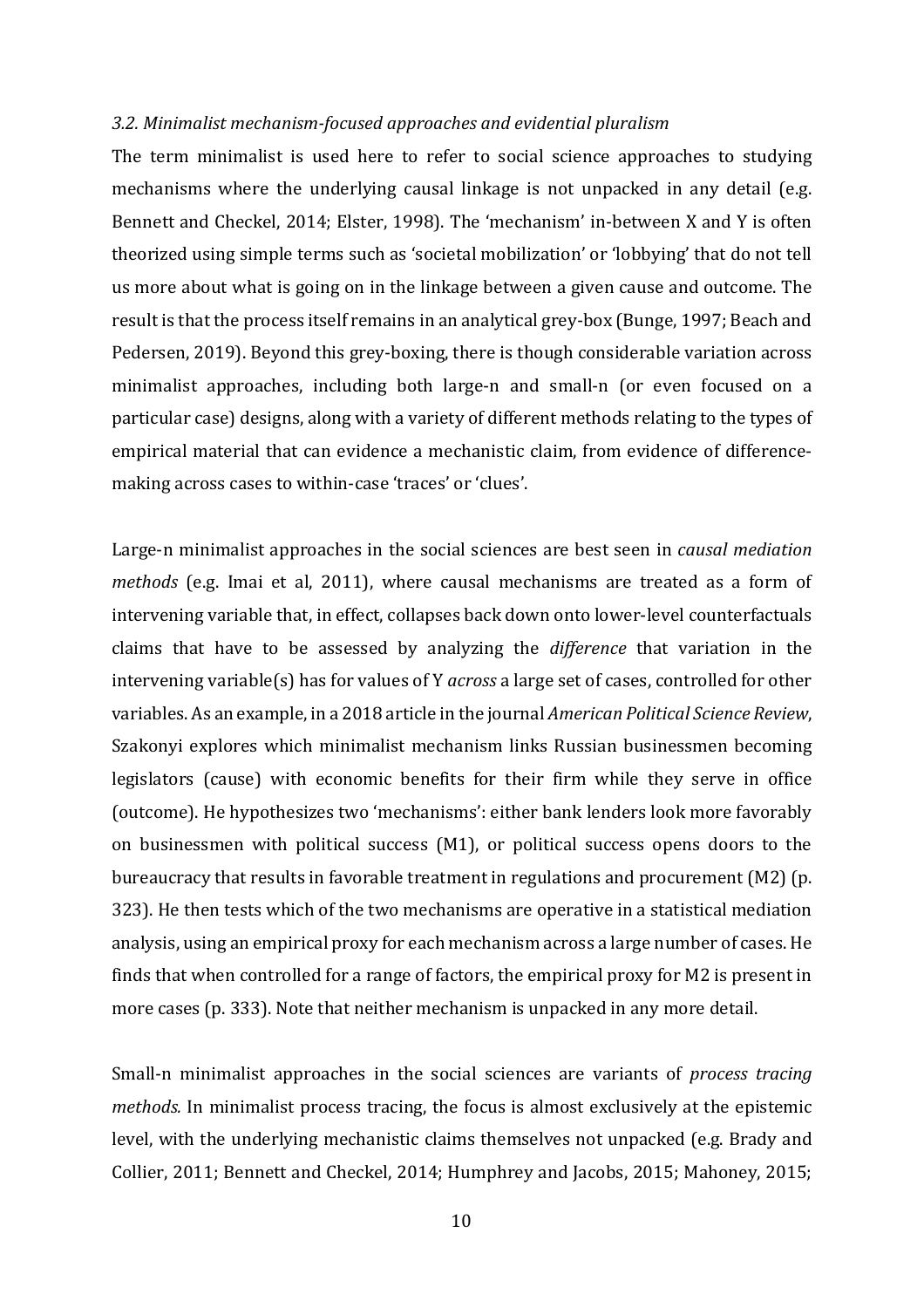### *3.2. Minimalist mechanism-focused approaches and evidential pluralism*

The term minimalist is used here to refer to social science approaches to studying mechanisms where the underlying causal linkage is not unpacked in any detail (e.g. Bennett and Checkel, 2014; Elster, 1998). The 'mechanism' in-between X and Y is often theorized using simple terms such as 'societal mobilization' or 'lobbying' that do not tell us more about what is going on in the linkage between a given cause and outcome. The result is that the process itself remains in an analytical grey-box (Bunge, 1997; Beach and Pedersen, 2019). Beyond this grey-boxing, there is though considerable variation across minimalist approaches, including both large-n and small-n (or even focused on a particular case) designs, along with a variety of different methods relating to the types of empirical material that can evidence a mechanistic claim, from evidence of difference-making across cases to within-case 'traces' or 'clues'.

Large-n minimalist approaches in the social sciences are best seen in *causal mediation methods* (e.g. Imai et al, 2011), where causal mechanisms are treated as a form of intervening variable that, in effect, collapses back down onto lower-level counterfactuals claims that have to be assessed by analyzing the *difference* that variation in the intervening variable(s) has for values of Y *across* a large set of cases, controlled for other variables. As an example, in a 2018 article in the journal *American Political Science Review*, Szakonyi explores which minimalist mechanism links Russian businessmen becoming legislators (cause) with economic benefits for their firm while they serve in office (outcome). He hypothesizes two 'mechanisms': either bank lenders look more favorably on businessmen with political success (M1), or political success opens doors to the bureaucracy that results in favorable treatment in regulations and procurement (M2) (p. 323). He then tests which of the two mechanisms are operative in a statistical mediation analysis, using an empirical proxy for each mechanism across a large number of cases. He finds that when controlled for a range of factors, the empirical proxy for M2 is present in more cases (p. 333). Note that neither mechanism is unpacked in any more detail.

Small-n minimalist approaches in the social sciences are variants of *process tracing methods.* In minimalist process tracing, the focus is almost exclusively at the epistemic level, with the underlying mechanistic claims themselves not unpacked (e.g. Brady and Collier, 2011; Bennett and Checkel, 2014; Humphrey and Jacobs, 2015; Mahoney, 2015;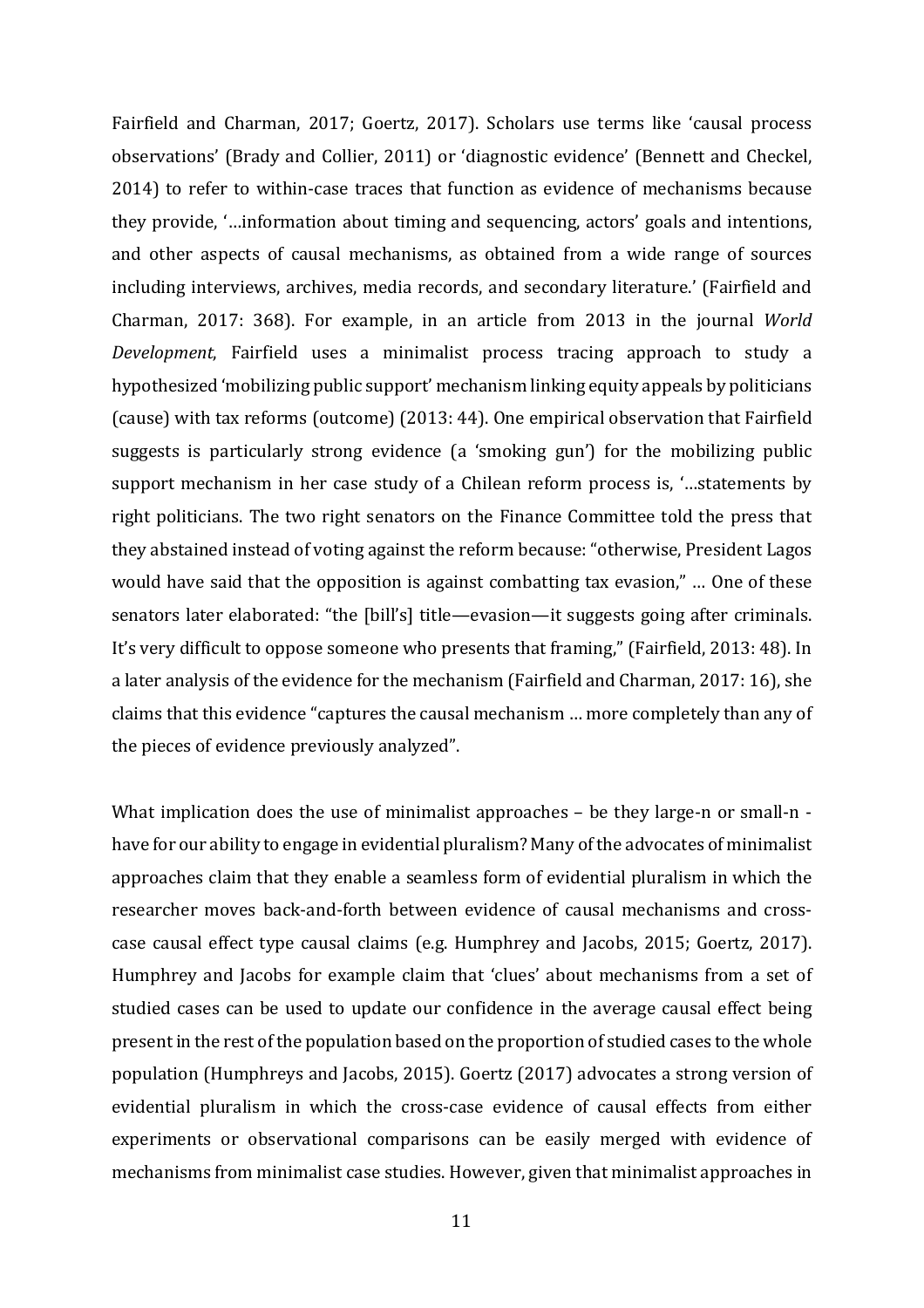Fairfield and Charman, 2017; Goertz, 2017). Scholars use terms like 'causal process observations' (Brady and Collier, 2011) or 'diagnostic evidence' (Bennett and Checkel, 2014) to refer to within-case traces that function as evidence of mechanisms because they provide, '…information about timing and sequencing, actors' goals and intentions, and other aspects of causal mechanisms, as obtained from a wide range of sources including interviews, archives, media records, and secondary literature.' (Fairfield and Charman, 2017: 368). For example, in an article from 2013 in the journal *World Development*, Fairfield uses a minimalist process tracing approach to study a hypothesized 'mobilizing public support' mechanism linking equity appeals by politicians (cause) with tax reforms (outcome) (2013: 44). One empirical observation that Fairfield suggests is particularly strong evidence (a 'smoking gun') for the mobilizing public support mechanism in her case study of a Chilean reform process is, '…statements by right politicians. The two right senators on the Finance Committee told the press that they abstained instead of voting against the reform because: "otherwise, President Lagos would have said that the opposition is against combatting tax evasion," … One of these senators later elaborated: "the [bill's] title—evasion—it suggests going after criminals. It's very difficult to oppose someone who presents that framing," (Fairfield, 2013: 48). In a later analysis of the evidence for the mechanism (Fairfield and Charman, 2017: 16), she claims that this evidence "captures the causal mechanism … more completely than any of the pieces of evidence previously analyzed".

What implication does the use of minimalist approaches – be they large-n or small-n - have for our ability to engage in evidential pluralism? Many of the advocates of minimalist approaches claim that they enable a seamless form of evidential pluralism in which the researcher moves back-and-forth between evidence of causal mechanisms and cross-case causal effect type causal claims (e.g. Humphrey and Jacobs, 2015; Goertz, 2017). Humphrey and Jacobs for example claim that 'clues' about mechanisms from a set of studied cases can be used to update our confidence in the average causal effect being present in the rest of the population based on the proportion of studied cases to the whole population (Humphreys and Jacobs, 2015). Goertz (2017) advocates a strong version of evidential pluralism in which the cross-case evidence of causal effects from either experiments or observational comparisons can be easily merged with evidence of mechanisms from minimalist case studies. However, given that minimalist approaches in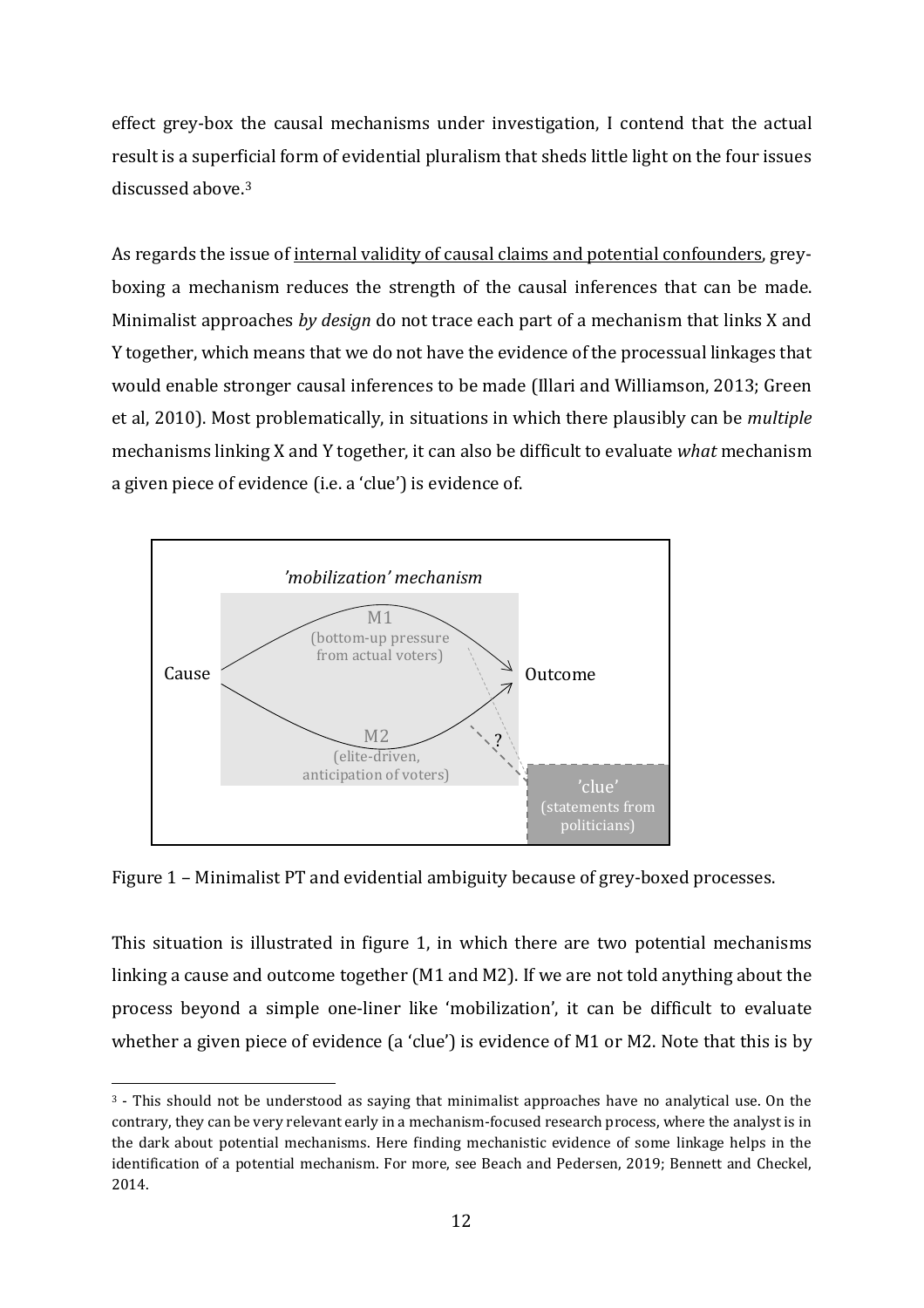effect grey-box the causal mechanisms under investigation, I contend that the actual result is a superficial form of evidential pluralism that sheds little light on the four issues discussed above.[3]

As regards the issue of internal validity of causal claims and potential confounders, grey-boxing a mechanism reduces the strength of the causal inferences that can be made. Minimalist approaches *by design* do not trace each part of a mechanism that links X and Y together, which means that we do not have the evidence of the processual linkages that would enable stronger causal inferences to be made (Illari and Williamson, 2013; Green et al, 2010). Most problematically, in situations in which there plausibly can be *multiple* mechanisms linking X and Y together, it can also be difficult to evaluate *what* mechanism a given piece of evidence (i.e. a 'clue') is evidence of.

Figure 1 – Minimalist PT and evidential ambiguity because of grey-boxed processes.

This situation is illustrated in figure 1, in which there are two potential mechanisms linking a cause and outcome together (M1 and M2). If we are not told anything about the process beyond a simple one-liner like 'mobilization', it can be difficult to evaluate whether a given piece of evidence (a 'clue') is evidence of M1 or M2. Note that this is by

[3] - This should not be understood as saying that minimalist approaches have no analytical use. On the contrary, they can be very relevant early in a mechanism-focused research process, where the analyst is in the dark about potential mechanisms. Here finding mechanistic evidence of some linkage helps in the identification of a potential mechanism. For more, see Beach and Pedersen, 2019; Bennett and Checkel, 2014.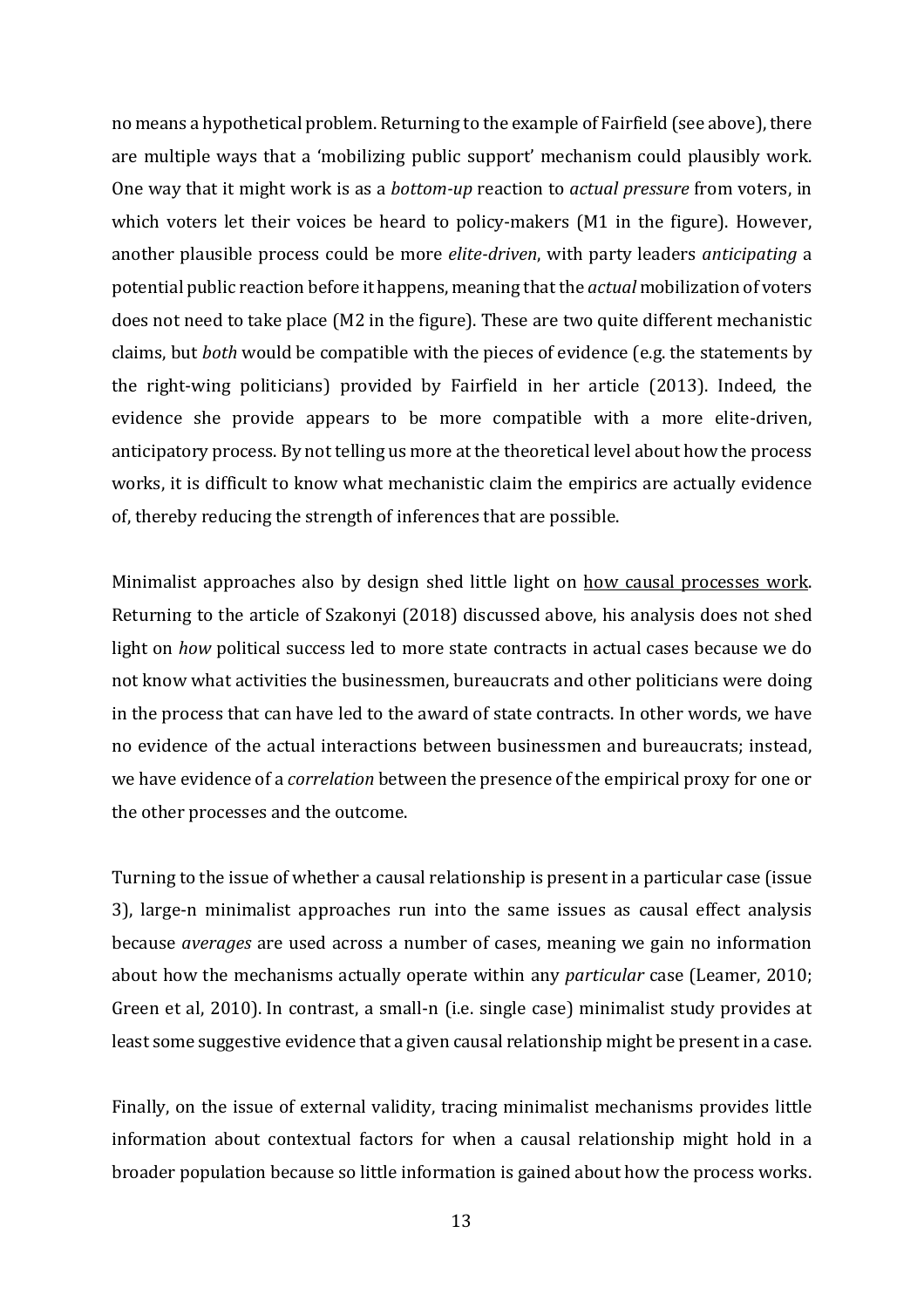no means a hypothetical problem. Returning to the example of Fairfield (see above), there are multiple ways that a 'mobilizing public support' mechanism could plausibly work. One way that it might work is as a *bottom-up* reaction to *actual pressure* from voters, in which voters let their voices be heard to policy-makers (M1 in the figure). However, another plausible process could be more *elite-driven*, with party leaders *anticipating* a potential public reaction before it happens, meaning that the *actual* mobilization of voters does not need to take place (M2 in the figure). These are two quite different mechanistic claims, but *both* would be compatible with the pieces of evidence (e.g. the statements by the right-wing politicians) provided by Fairfield in her article (2013). Indeed, the evidence she provide appears to be more compatible with a more elite-driven, anticipatory process. By not telling us more at the theoretical level about how the process works, it is difficult to know what mechanistic claim the empirics are actually evidence of, thereby reducing the strength of inferences that are possible.

Minimalist approaches also by design shed little light on <u>how causal processes work</u>. Returning to the article of Szakonyi (2018) discussed above, his analysis does not shed light on *how* political success led to more state contracts in actual cases because we do not know what activities the businessmen, bureaucrats and other politicians were doing in the process that can have led to the award of state contracts. In other words, we have no evidence of the actual interactions between businessmen and bureaucrats; instead, we have evidence of a *correlation* between the presence of the empirical proxy for one or the other processes and the outcome.

Turning to the issue of whether a causal relationship is present in a particular case (issue 3), large-n minimalist approaches run into the same issues as causal effect analysis because *averages* are used across a number of cases, meaning we gain no information about how the mechanisms actually operate within any *particular* case (Leamer, 2010; Green et al, 2010). In contrast, a small-n (i.e. single case) minimalist study provides at least some suggestive evidence that a given causal relationship might be present in a case.

Finally, on the issue of external validity, tracing minimalist mechanisms provides little information about contextual factors for when a causal relationship might hold in a broader population because so little information is gained about how the process works.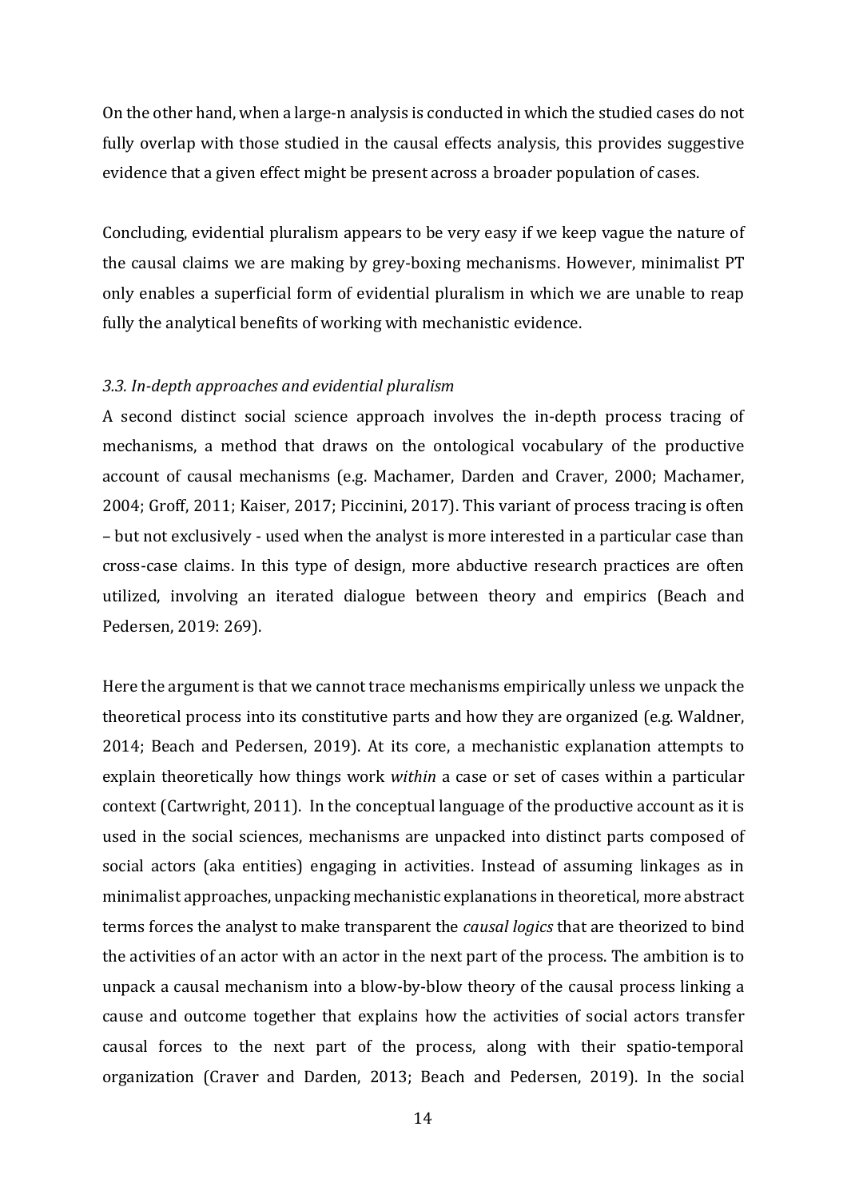On the other hand, when a large-n analysis is conducted in which the studied cases do not fully overlap with those studied in the causal effects analysis, this provides suggestive evidence that a given effect might be present across a broader population of cases.

Concluding, evidential pluralism appears to be very easy if we keep vague the nature of the causal claims we are making by grey-boxing mechanisms. However, minimalist PT only enables a superficial form of evidential pluralism in which we are unable to reap fully the analytical benefits of working with mechanistic evidence.

### *3.3. In-depth approaches and evidential pluralism*

A second distinct social science approach involves the in-depth process tracing of mechanisms, a method that draws on the ontological vocabulary of the productive account of causal mechanisms (e.g. Machamer, Darden and Craver, 2000; Machamer, 2004; Groff, 2011; Kaiser, 2017; Piccinini, 2017). This variant of process tracing is often – but not exclusively - used when the analyst is more interested in a particular case than cross-case claims. In this type of design, more abductive research practices are often utilized, involving an iterated dialogue between theory and empirics (Beach and Pedersen, 2019: 269).

Here the argument is that we cannot trace mechanisms empirically unless we unpack the theoretical process into its constitutive parts and how they are organized (e.g. Waldner, 2014; Beach and Pedersen, 2019). At its core, a mechanistic explanation attempts to explain theoretically how things work *within* a case or set of cases within a particular context (Cartwright, 2011). In the conceptual language of the productive account as it is used in the social sciences, mechanisms are unpacked into distinct parts composed of social actors (aka entities) engaging in activities. Instead of assuming linkages as in minimalist approaches, unpacking mechanistic explanations in theoretical, more abstract terms forces the analyst to make transparent the *causal logics* that are theorized to bind the activities of an actor with an actor in the next part of the process. The ambition is to unpack a causal mechanism into a blow-by-blow theory of the causal process linking a cause and outcome together that explains how the activities of social actors transfer causal forces to the next part of the process, along with their spatio-temporal organization (Craver and Darden, 2013; Beach and Pedersen, 2019). In the social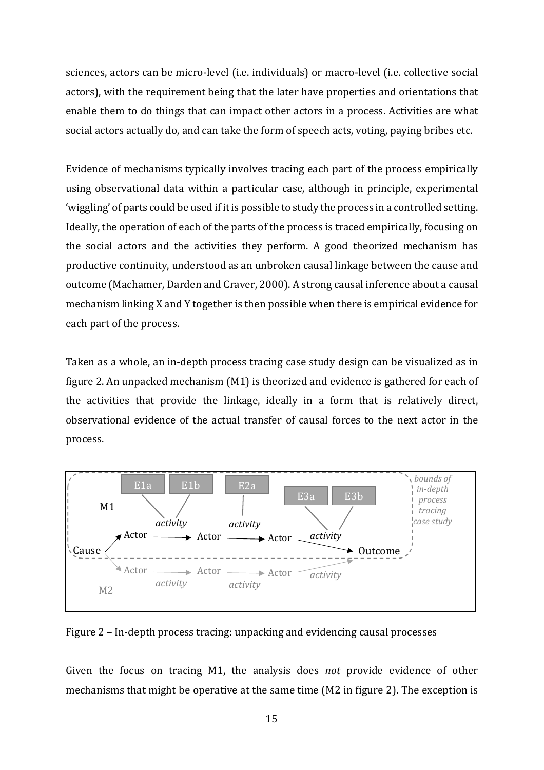sciences, actors can be micro-level (i.e. individuals) or macro-level (i.e. collective social actors), with the requirement being that the later have properties and orientations that enable them to do things that can impact other actors in a process. Activities are what social actors actually do, and can take the form of speech acts, voting, paying bribes etc.

Evidence of mechanisms typically involves tracing each part of the process empirically using observational data within a particular case, although in principle, experimental 'wiggling' of parts could be used if it is possible to study the process in a controlled setting. Ideally, the operation of each of the parts of the process is traced empirically, focusing on the social actors and the activities they perform. A good theorized mechanism has productive continuity, understood as an unbroken causal linkage between the cause and outcome (Machamer, Darden and Craver, 2000). A strong causal inference about a causal mechanism linking X and Y together is then possible when there is empirical evidence for each part of the process.

Taken as a whole, an in-depth process tracing case study design can be visualized as in figure 2. An unpacked mechanism (M1) is theorized and evidence is gathered for each of the activities that provide the linkage, ideally in a form that is relatively direct, observational evidence of the actual transfer of causal forces to the next actor in the process.

Figure 2 – In-depth process tracing: unpacking and evidencing causal processes

Given the focus on tracing M1, the analysis does *not* provide evidence of other mechanisms that might be operative at the same time (M2 in figure 2). The exception is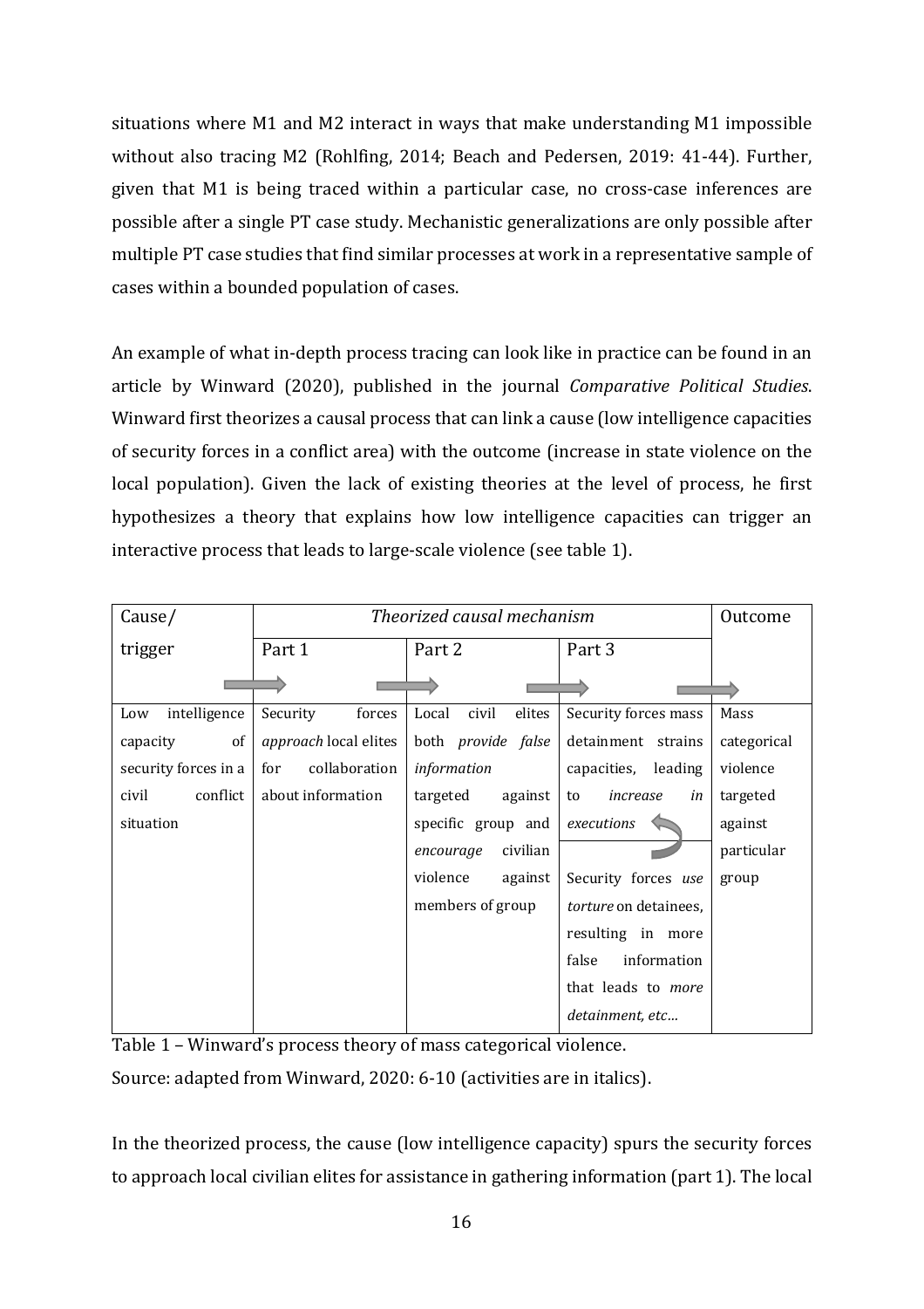situations where M1 and M2 interact in ways that make understanding M1 impossible without also tracing M2 (Rohlfing, 2014; Beach and Pedersen, 2019: 41-44). Further, given that M1 is being traced within a particular case, no cross-case inferences are possible after a single PT case study. Mechanistic generalizations are only possible after multiple PT case studies that find similar processes at work in a representative sample of cases within a bounded population of cases.

An example of what in-depth process tracing can look like in practice can be found in an article by Winward (2020), published in the journal *Comparative Political Studies*. Winward first theorizes a causal process that can link a cause (low intelligence capacities of security forces in a conflict area) with the outcome (increase in state violence on the local population). Given the lack of existing theories at the level of process, he first hypothesizes a theory that explains how low intelligence capacities can trigger an interactive process that leads to large-scale violence (see table 1).

| Cause/ trigger | *Theorized causal mechanism* | | | Outcome |
|---|---|---|---|---|
| | Part 1 | Part 2 | Part 3 | |
| → | → | → | → | → |
| Low intelligence capacity of security forces in a civil conflict situation | Security forces *approach* local elites for collaboration about information | Local civil elites both *provide false information* targeted against specific group and *encourage* civilian violence against members of group | Security forces mass detainment strains capacities, leading to *increase in executions* ↺ Security forces *use torture* on detainees, resulting in more false information that leads to *more detainment, etc…* | Mass categorical violence targeted against particular group |

Table 1 – Winward's process theory of mass categorical violence.

Source: adapted from Winward, 2020: 6-10 (activities are in italics).

In the theorized process, the cause (low intelligence capacity) spurs the security forces to approach local civilian elites for assistance in gathering information (part 1). The local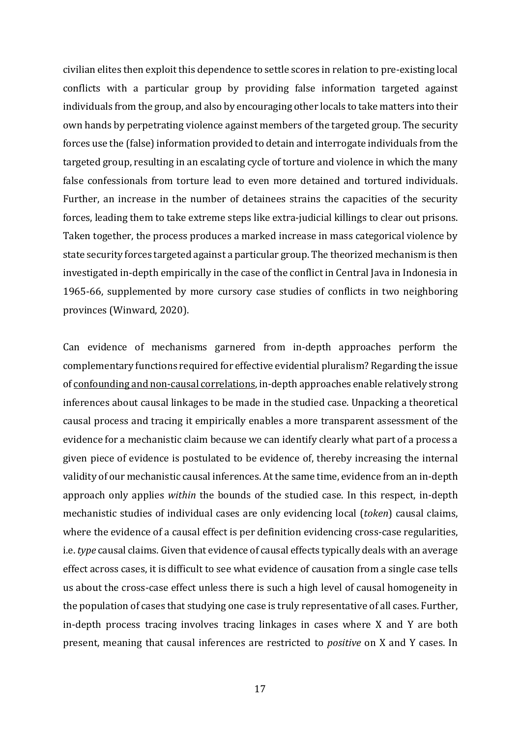civilian elites then exploit this dependence to settle scores in relation to pre-existing local conflicts with a particular group by providing false information targeted against individuals from the group, and also by encouraging other locals to take matters into their own hands by perpetrating violence against members of the targeted group. The security forces use the (false) information provided to detain and interrogate individuals from the targeted group, resulting in an escalating cycle of torture and violence in which the many false confessionals from torture lead to even more detained and tortured individuals. Further, an increase in the number of detainees strains the capacities of the security forces, leading them to take extreme steps like extra-judicial killings to clear out prisons. Taken together, the process produces a marked increase in mass categorical violence by state security forces targeted against a particular group. The theorized mechanism is then investigated in-depth empirically in the case of the conflict in Central Java in Indonesia in 1965-66, supplemented by more cursory case studies of conflicts in two neighboring provinces (Winward, 2020).

Can evidence of mechanisms garnered from in-depth approaches perform the complementary functions required for effective evidential pluralism? Regarding the issue of <u>confounding and non-causal correlations</u>, in-depth approaches enable relatively strong inferences about causal linkages to be made in the studied case. Unpacking a theoretical causal process and tracing it empirically enables a more transparent assessment of the evidence for a mechanistic claim because we can identify clearly what part of a process a given piece of evidence is postulated to be evidence of, thereby increasing the internal validity of our mechanistic causal inferences. At the same time, evidence from an in-depth approach only applies *within* the bounds of the studied case. In this respect, in-depth mechanistic studies of individual cases are only evidencing local (*token*) causal claims, where the evidence of a causal effect is per definition evidencing cross-case regularities, i.e. *type* causal claims. Given that evidence of causal effects typically deals with an average effect across cases, it is difficult to see what evidence of causation from a single case tells us about the cross-case effect unless there is such a high level of causal homogeneity in the population of cases that studying one case is truly representative of all cases. Further, in-depth process tracing involves tracing linkages in cases where X and Y are both present, meaning that causal inferences are restricted to *positive* on X and Y cases. In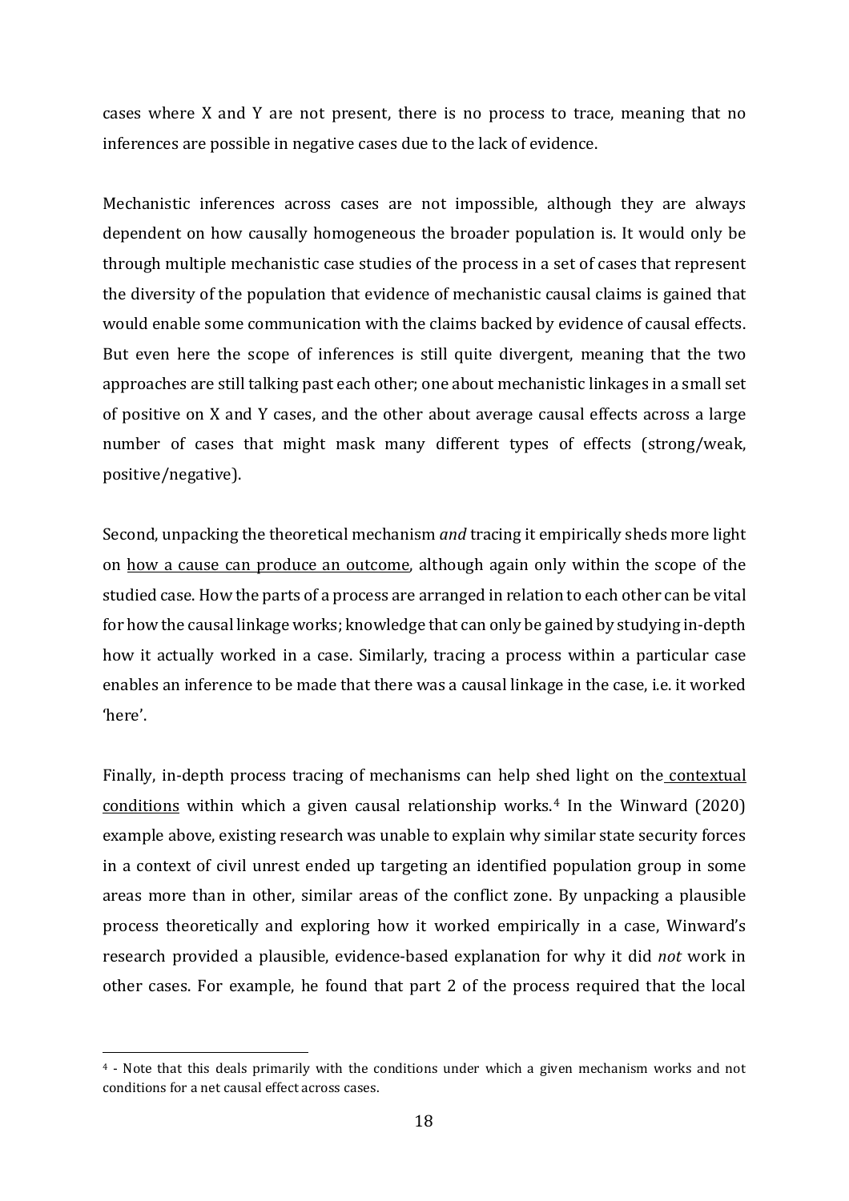cases where X and Y are not present, there is no process to trace, meaning that no inferences are possible in negative cases due to the lack of evidence.

Mechanistic inferences across cases are not impossible, although they are always dependent on how causally homogeneous the broader population is. It would only be through multiple mechanistic case studies of the process in a set of cases that represent the diversity of the population that evidence of mechanistic causal claims is gained that would enable some communication with the claims backed by evidence of causal effects. But even here the scope of inferences is still quite divergent, meaning that the two approaches are still talking past each other; one about mechanistic linkages in a small set of positive on X and Y cases, and the other about average causal effects across a large number of cases that might mask many different types of effects (strong/weak, positive/negative).

Second, unpacking the theoretical mechanism *and* tracing it empirically sheds more light on <u>how a cause can produce an outcome</u>, although again only within the scope of the studied case. How the parts of a process are arranged in relation to each other can be vital for how the causal linkage works; knowledge that can only be gained by studying in-depth how it actually worked in a case. Similarly, tracing a process within a particular case enables an inference to be made that there was a causal linkage in the case, i.e. it worked 'here'.

Finally, in-depth process tracing of mechanisms can help shed light on the <u>contextual conditions</u> within which a given causal relationship works.[4] In the Winward (2020) example above, existing research was unable to explain why similar state security forces in a context of civil unrest ended up targeting an identified population group in some areas more than in other, similar areas of the conflict zone. By unpacking a plausible process theoretically and exploring how it worked empirically in a case, Winward's research provided a plausible, evidence-based explanation for why it did *not* work in other cases. For example, he found that part 2 of the process required that the local

[4] - Note that this deals primarily with the conditions under which a given mechanism works and not conditions for a net causal effect across cases.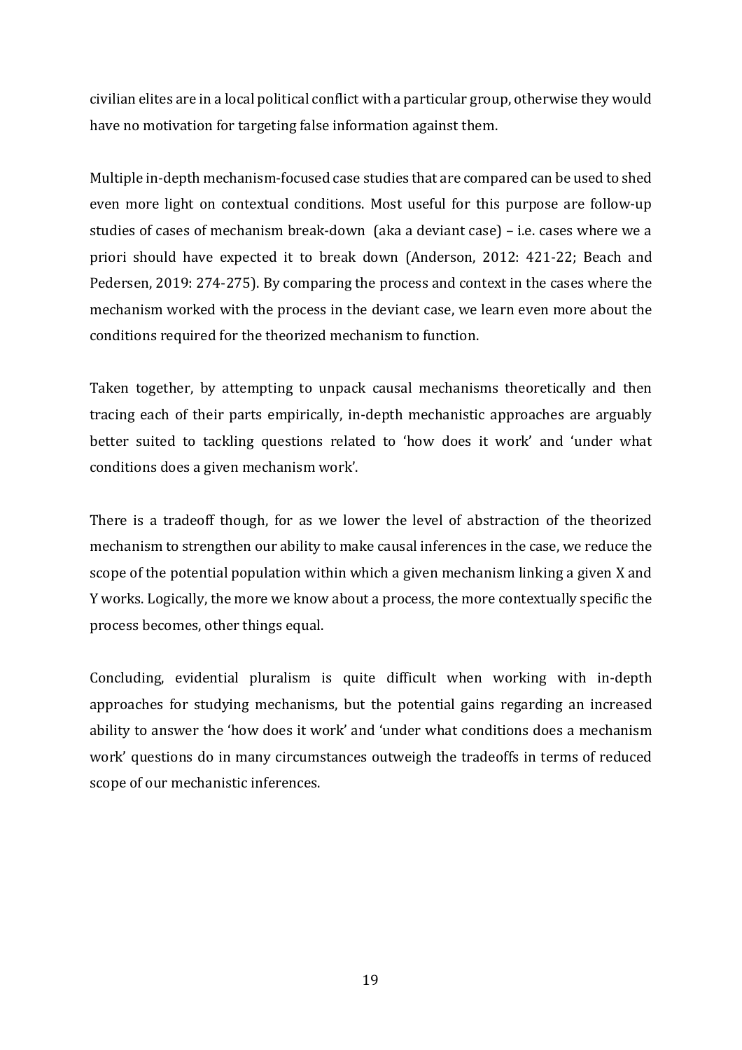civilian elites are in a local political conflict with a particular group, otherwise they would have no motivation for targeting false information against them.

Multiple in-depth mechanism-focused case studies that are compared can be used to shed even more light on contextual conditions. Most useful for this purpose are follow-up studies of cases of mechanism break-down (aka a deviant case) – i.e. cases where we a priori should have expected it to break down (Anderson, 2012: 421-22; Beach and Pedersen, 2019: 274-275). By comparing the process and context in the cases where the mechanism worked with the process in the deviant case, we learn even more about the conditions required for the theorized mechanism to function.

Taken together, by attempting to unpack causal mechanisms theoretically and then tracing each of their parts empirically, in-depth mechanistic approaches are arguably better suited to tackling questions related to 'how does it work' and 'under what conditions does a given mechanism work'.

There is a tradeoff though, for as we lower the level of abstraction of the theorized mechanism to strengthen our ability to make causal inferences in the case, we reduce the scope of the potential population within which a given mechanism linking a given X and Y works. Logically, the more we know about a process, the more contextually specific the process becomes, other things equal.

Concluding, evidential pluralism is quite difficult when working with in-depth approaches for studying mechanisms, but the potential gains regarding an increased ability to answer the 'how does it work' and 'under what conditions does a mechanism work' questions do in many circumstances outweigh the tradeoffs in terms of reduced scope of our mechanistic inferences.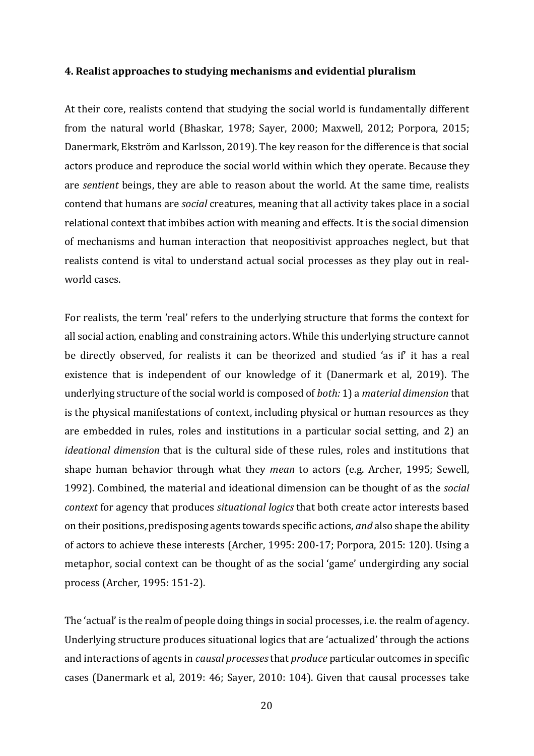**4. Realist approaches to studying mechanisms and evidential pluralism**

At their core, realists contend that studying the social world is fundamentally different from the natural world (Bhaskar, 1978; Sayer, 2000; Maxwell, 2012; Porpora, 2015; Danermark, Ekström and Karlsson, 2019). The key reason for the difference is that social actors produce and reproduce the social world within which they operate. Because they are *sentient* beings, they are able to reason about the world. At the same time, realists contend that humans are *social* creatures, meaning that all activity takes place in a social relational context that imbibes action with meaning and effects. It is the social dimension of mechanisms and human interaction that neopositivist approaches neglect, but that realists contend is vital to understand actual social processes as they play out in real-world cases.

For realists, the term 'real' refers to the underlying structure that forms the context for all social action, enabling and constraining actors. While this underlying structure cannot be directly observed, for realists it can be theorized and studied 'as if' it has a real existence that is independent of our knowledge of it (Danermark et al, 2019). The underlying structure of the social world is composed of *both:* 1) a *material dimension* that is the physical manifestations of context, including physical or human resources as they are embedded in rules, roles and institutions in a particular social setting, and 2) an *ideational dimension* that is the cultural side of these rules, roles and institutions that shape human behavior through what they *mean* to actors (e.g. Archer, 1995; Sewell, 1992). Combined, the material and ideational dimension can be thought of as the *social context* for agency that produces *situational logics* that both create actor interests based on their positions, predisposing agents towards specific actions, *and* also shape the ability of actors to achieve these interests (Archer, 1995: 200-17; Porpora, 2015: 120). Using a metaphor, social context can be thought of as the social 'game' undergirding any social process (Archer, 1995: 151-2).

The 'actual' is the realm of people doing things in social processes, i.e. the realm of agency. Underlying structure produces situational logics that are 'actualized' through the actions and interactions of agents in *causal processes* that *produce* particular outcomes in specific cases (Danermark et al, 2019: 46; Sayer, 2010: 104). Given that causal processes take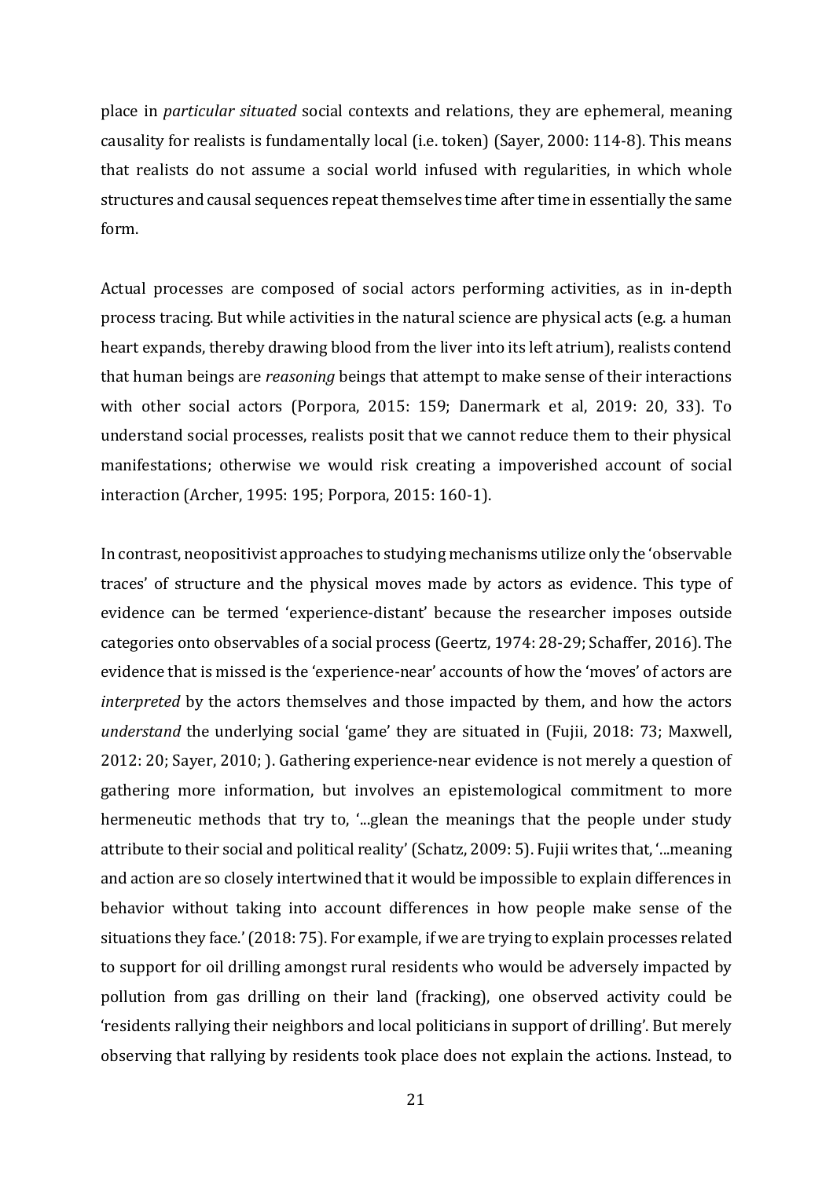place in *particular situated* social contexts and relations, they are ephemeral, meaning causality for realists is fundamentally local (i.e. token) (Sayer, 2000: 114-8). This means that realists do not assume a social world infused with regularities, in which whole structures and causal sequences repeat themselves time after time in essentially the same form.

Actual processes are composed of social actors performing activities, as in in-depth process tracing. But while activities in the natural science are physical acts (e.g. a human heart expands, thereby drawing blood from the liver into its left atrium), realists contend that human beings are *reasoning* beings that attempt to make sense of their interactions with other social actors (Porpora, 2015: 159; Danermark et al, 2019: 20, 33). To understand social processes, realists posit that we cannot reduce them to their physical manifestations; otherwise we would risk creating a impoverished account of social interaction (Archer, 1995: 195; Porpora, 2015: 160-1).

In contrast, neopositivist approaches to studying mechanisms utilize only the 'observable traces' of structure and the physical moves made by actors as evidence. This type of evidence can be termed 'experience-distant' because the researcher imposes outside categories onto observables of a social process (Geertz, 1974: 28-29; Schaffer, 2016). The evidence that is missed is the 'experience-near' accounts of how the 'moves' of actors are *interpreted* by the actors themselves and those impacted by them, and how the actors *understand* the underlying social 'game' they are situated in (Fujii, 2018: 73; Maxwell, 2012: 20; Sayer, 2010; ). Gathering experience-near evidence is not merely a question of gathering more information, but involves an epistemological commitment to more hermeneutic methods that try to, '...glean the meanings that the people under study attribute to their social and political reality' (Schatz, 2009: 5). Fujii writes that, '...meaning and action are so closely intertwined that it would be impossible to explain differences in behavior without taking into account differences in how people make sense of the situations they face.' (2018: 75). For example, if we are trying to explain processes related to support for oil drilling amongst rural residents who would be adversely impacted by pollution from gas drilling on their land (fracking), one observed activity could be 'residents rallying their neighbors and local politicians in support of drilling'. But merely observing that rallying by residents took place does not explain the actions. Instead, to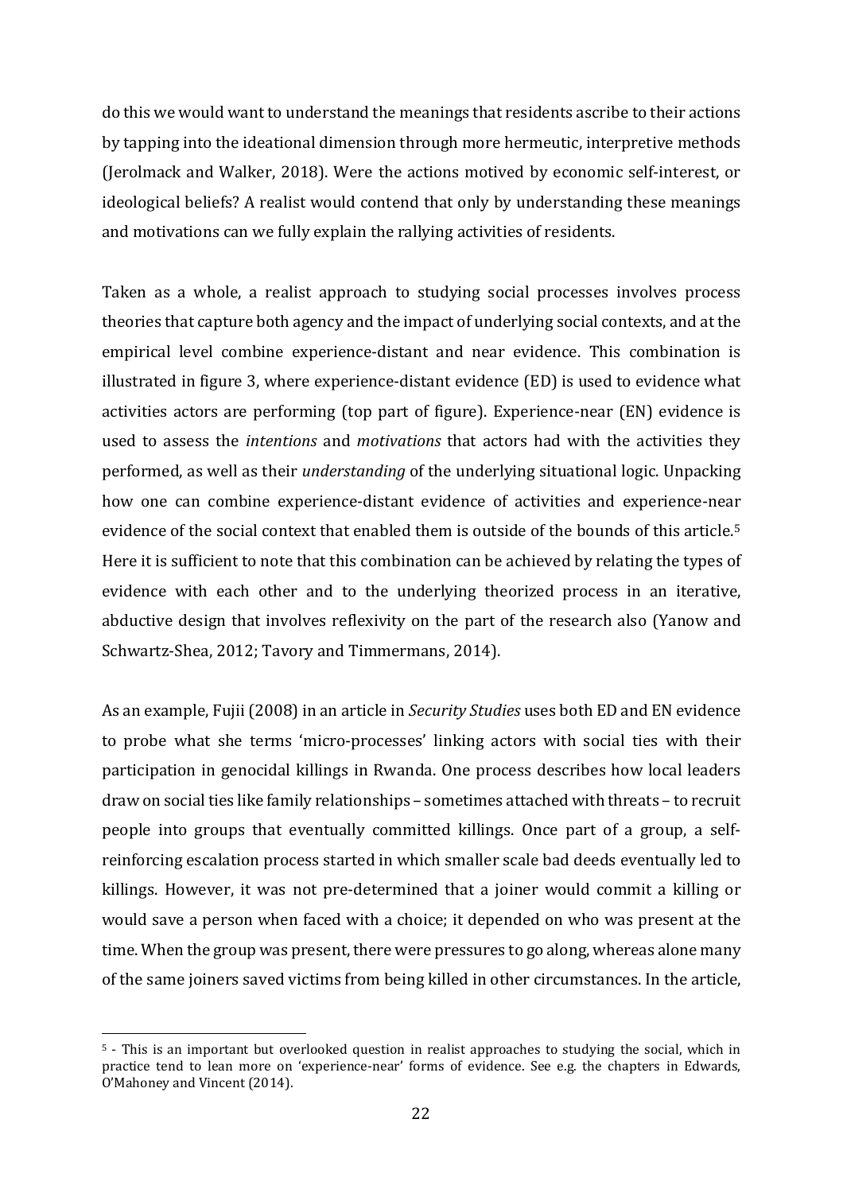do this we would want to understand the meanings that residents ascribe to their actions by tapping into the ideational dimension through more hermeutic, interpretive methods (Jerolmack and Walker, 2018). Were the actions motived by economic self-interest, or ideological beliefs? A realist would contend that only by understanding these meanings and motivations can we fully explain the rallying activities of residents.

Taken as a whole, a realist approach to studying social processes involves process theories that capture both agency and the impact of underlying social contexts, and at the empirical level combine experience-distant and near evidence. This combination is illustrated in figure 3, where experience-distant evidence (ED) is used to evidence what activities actors are performing (top part of figure). Experience-near (EN) evidence is used to assess the *intentions* and *motivations* that actors had with the activities they performed, as well as their *understanding* of the underlying situational logic. Unpacking how one can combine experience-distant evidence of activities and experience-near evidence of the social context that enabled them is outside of the bounds of this article.[5] Here it is sufficient to note that this combination can be achieved by relating the types of evidence with each other and to the underlying theorized process in an iterative, abductive design that involves reflexivity on the part of the research also (Yanow and Schwartz-Shea, 2012; Tavory and Timmermans, 2014).

As an example, Fujii (2008) in an article in *Security Studies* uses both ED and EN evidence to probe what she terms 'micro-processes' linking actors with social ties with their participation in genocidal killings in Rwanda. One process describes how local leaders draw on social ties like family relationships – sometimes attached with threats – to recruit people into groups that eventually committed killings. Once part of a group, a self-reinforcing escalation process started in which smaller scale bad deeds eventually led to killings. However, it was not pre-determined that a joiner would commit a killing or would save a person when faced with a choice; it depended on who was present at the time. When the group was present, there were pressures to go along, whereas alone many of the same joiners saved victims from being killed in other circumstances. In the article,

---

[5] - This is an important but overlooked question in realist approaches to studying the social, which in practice tend to lean more on 'experience-near' forms of evidence. See e.g. the chapters in Edwards, O'Mahoney and Vincent (2014).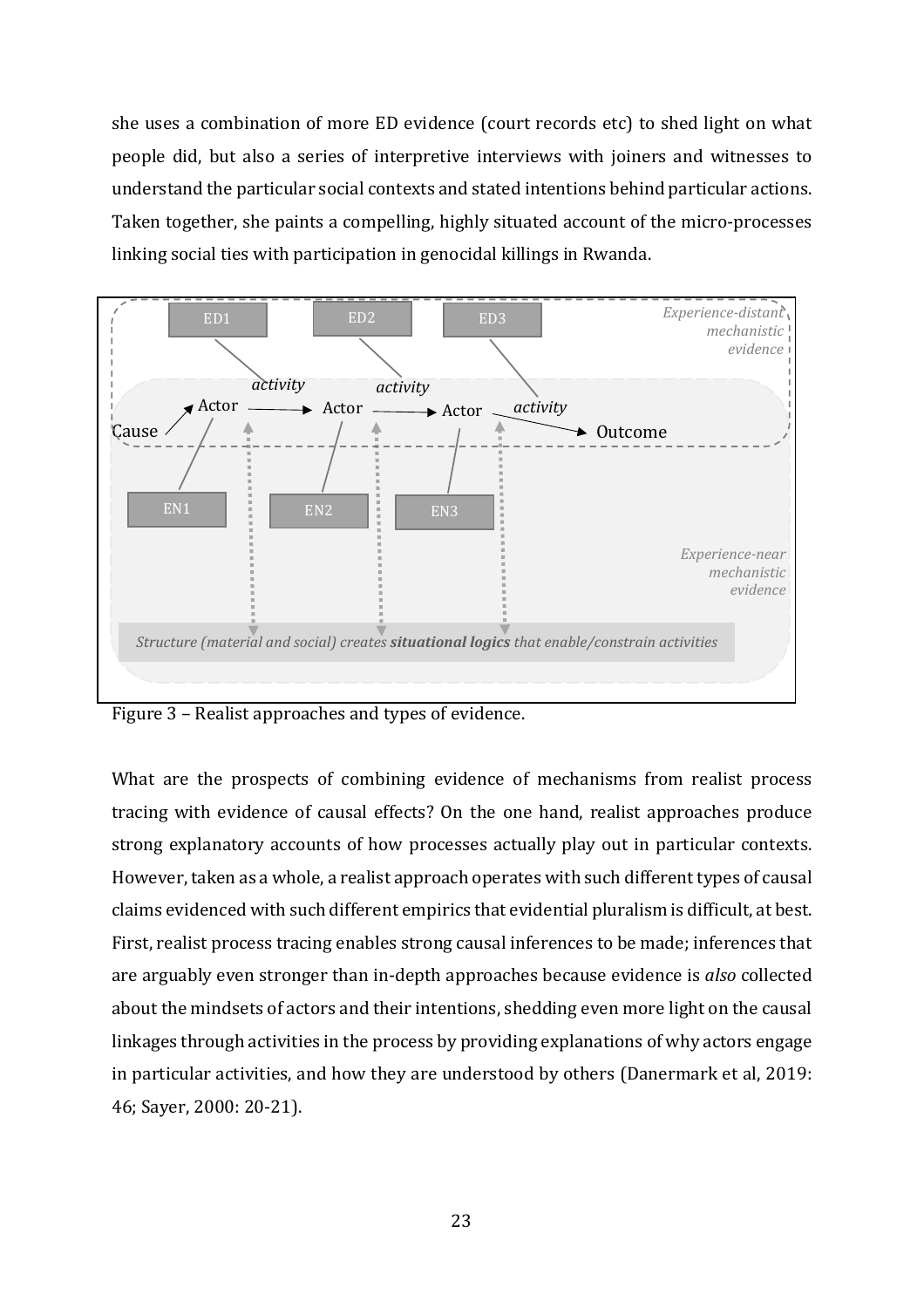she uses a combination of more ED evidence (court records etc) to shed light on what people did, but also a series of interpretive interviews with joiners and witnesses to understand the particular social contexts and stated intentions behind particular actions. Taken together, she paints a compelling, highly situated account of the micro-processes linking social ties with participation in genocidal killings in Rwanda.

Figure 3 – Realist approaches and types of evidence.

What are the prospects of combining evidence of mechanisms from realist process tracing with evidence of causal effects? On the one hand, realist approaches produce strong explanatory accounts of how processes actually play out in particular contexts. However, taken as a whole, a realist approach operates with such different types of causal claims evidenced with such different empirics that evidential pluralism is difficult, at best. First, realist process tracing enables strong causal inferences to be made; inferences that are arguably even stronger than in-depth approaches because evidence is *also* collected about the mindsets of actors and their intentions, shedding even more light on the causal linkages through activities in the process by providing explanations of why actors engage in particular activities, and how they are understood by others (Danermark et al, 2019: 46; Sayer, 2000: 20-21).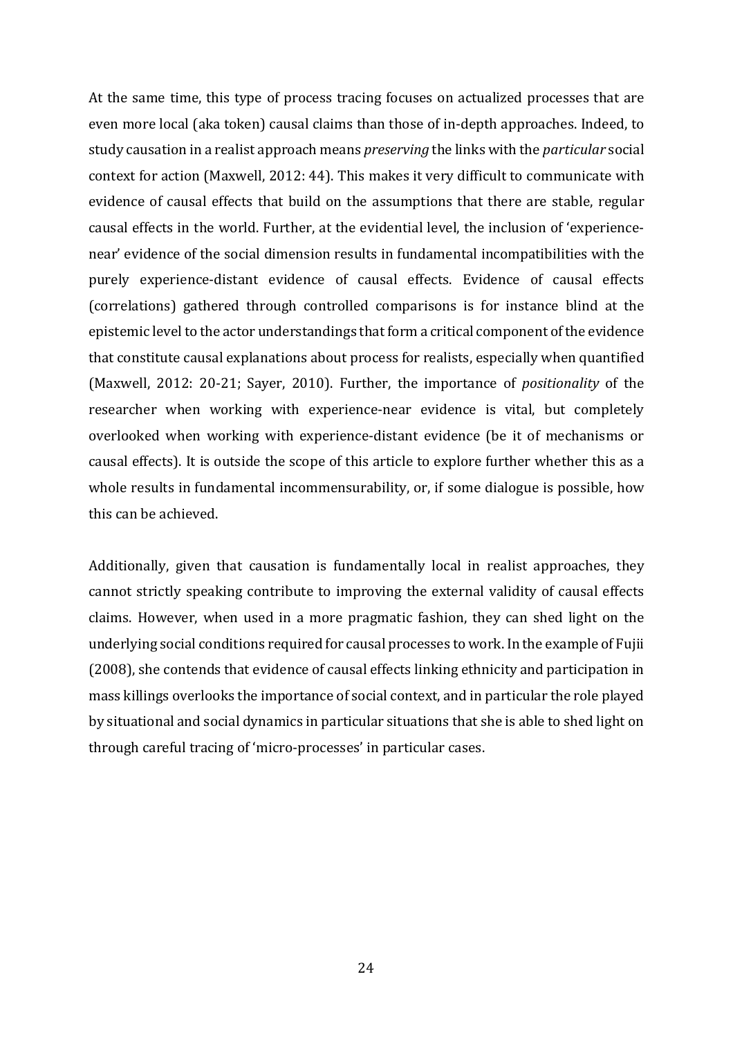At the same time, this type of process tracing focuses on actualized processes that are even more local (aka token) causal claims than those of in-depth approaches. Indeed, to study causation in a realist approach means *preserving* the links with the *particular* social context for action (Maxwell, 2012: 44). This makes it very difficult to communicate with evidence of causal effects that build on the assumptions that there are stable, regular causal effects in the world. Further, at the evidential level, the inclusion of 'experience-near' evidence of the social dimension results in fundamental incompatibilities with the purely experience-distant evidence of causal effects. Evidence of causal effects (correlations) gathered through controlled comparisons is for instance blind at the epistemic level to the actor understandings that form a critical component of the evidence that constitute causal explanations about process for realists, especially when quantified (Maxwell, 2012: 20-21; Sayer, 2010). Further, the importance of *positionality* of the researcher when working with experience-near evidence is vital, but completely overlooked when working with experience-distant evidence (be it of mechanisms or causal effects). It is outside the scope of this article to explore further whether this as a whole results in fundamental incommensurability, or, if some dialogue is possible, how this can be achieved.

Additionally, given that causation is fundamentally local in realist approaches, they cannot strictly speaking contribute to improving the external validity of causal effects claims. However, when used in a more pragmatic fashion, they can shed light on the underlying social conditions required for causal processes to work. In the example of Fujii (2008), she contends that evidence of causal effects linking ethnicity and participation in mass killings overlooks the importance of social context, and in particular the role played by situational and social dynamics in particular situations that she is able to shed light on through careful tracing of 'micro-processes' in particular cases.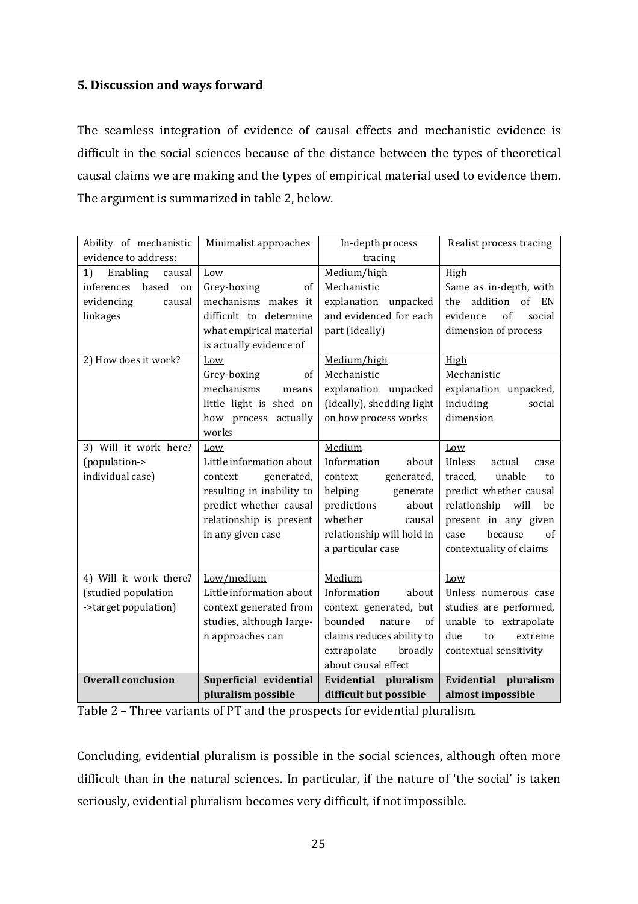## 5. Discussion and ways forward

The seamless integration of evidence of causal effects and mechanistic evidence is difficult in the social sciences because of the distance between the types of theoretical causal claims we are making and the types of empirical material used to evidence them. The argument is summarized in table 2, below.

| Ability of mechanistic evidence to address: | Minimalist approaches | In-depth process tracing | Realist process tracing |
|---|---|---|---|
| 1) Enabling causal inferences based on evidencing causal linkages | Low<br>Grey-boxing of mechanisms makes it difficult to determine what empirical material is actually evidence of | Medium/high<br>Mechanistic explanation unpacked and evidenced for each part (ideally) | High<br>Same as in-depth, with the addition of EN evidence of social dimension of process |
| 2) How does it work? | Low<br>Grey-boxing of mechanisms means little light is shed on how process actually works | Medium/high<br>Mechanistic explanation unpacked (ideally), shedding light on how process works | High<br>Mechanistic explanation unpacked, including social dimension |
| 3) Will it work here? (population-> individual case) | Low<br>Little information about context generated, resulting in inability to predict whether causal relationship is present in any given case | Medium<br>Information about context generated, helping generate predictions about whether causal relationship will hold in a particular case | Low<br>Unless actual case traced, unable to predict whether causal relationship will be present in any given case because of contextuality of claims |
| 4) Will it work there? (studied population ->target population) | Low/medium<br>Little information about context generated from studies, although large-n approaches can | Medium<br>Information about context generated, but bounded nature of claims reduces ability to extrapolate broadly about causal effect | Low<br>Unless numerous case studies are performed, unable to extrapolate due to extreme contextual sensitivity |
| **Overall conclusion** | **Superficial evidential pluralism possible** | **Evidential pluralism difficult but possible** | **Evidential pluralism almost impossible** |

Table 2 – Three variants of PT and the prospects for evidential pluralism.

Concluding, evidential pluralism is possible in the social sciences, although often more difficult than in the natural sciences. In particular, if the nature of 'the social' is taken seriously, evidential pluralism becomes very difficult, if not impossible.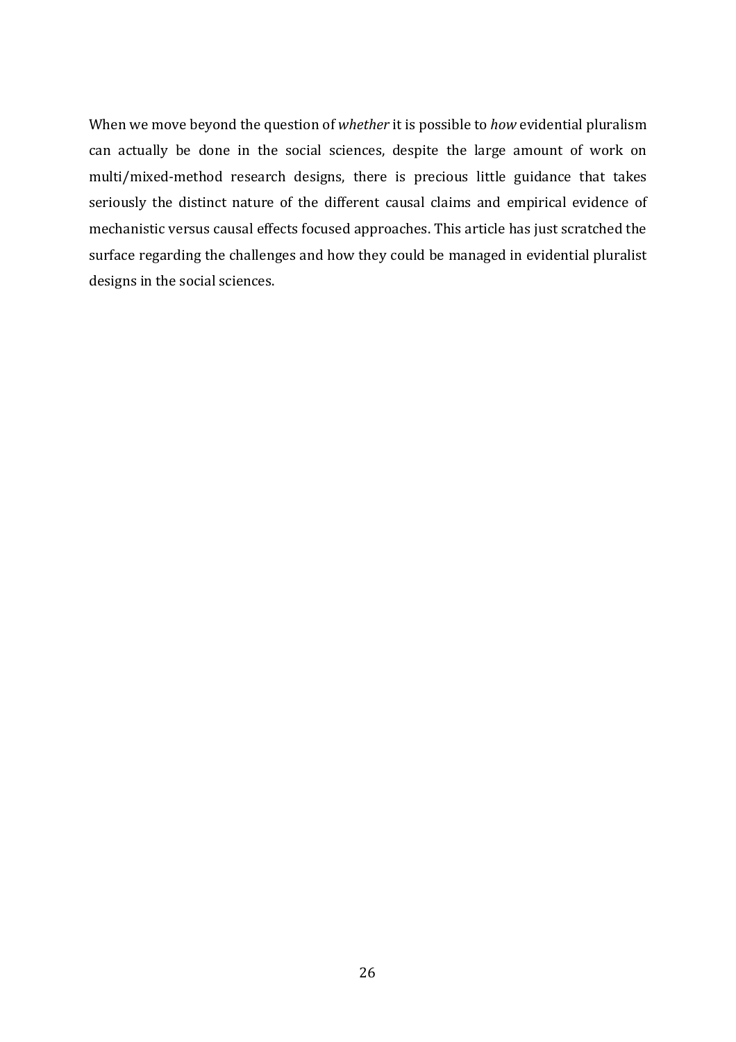When we move beyond the question of *whether* it is possible to *how* evidential pluralism can actually be done in the social sciences, despite the large amount of work on multi/mixed-method research designs, there is precious little guidance that takes seriously the distinct nature of the different causal claims and empirical evidence of mechanistic versus causal effects focused approaches. This article has just scratched the surface regarding the challenges and how they could be managed in evidential pluralist designs in the social sciences.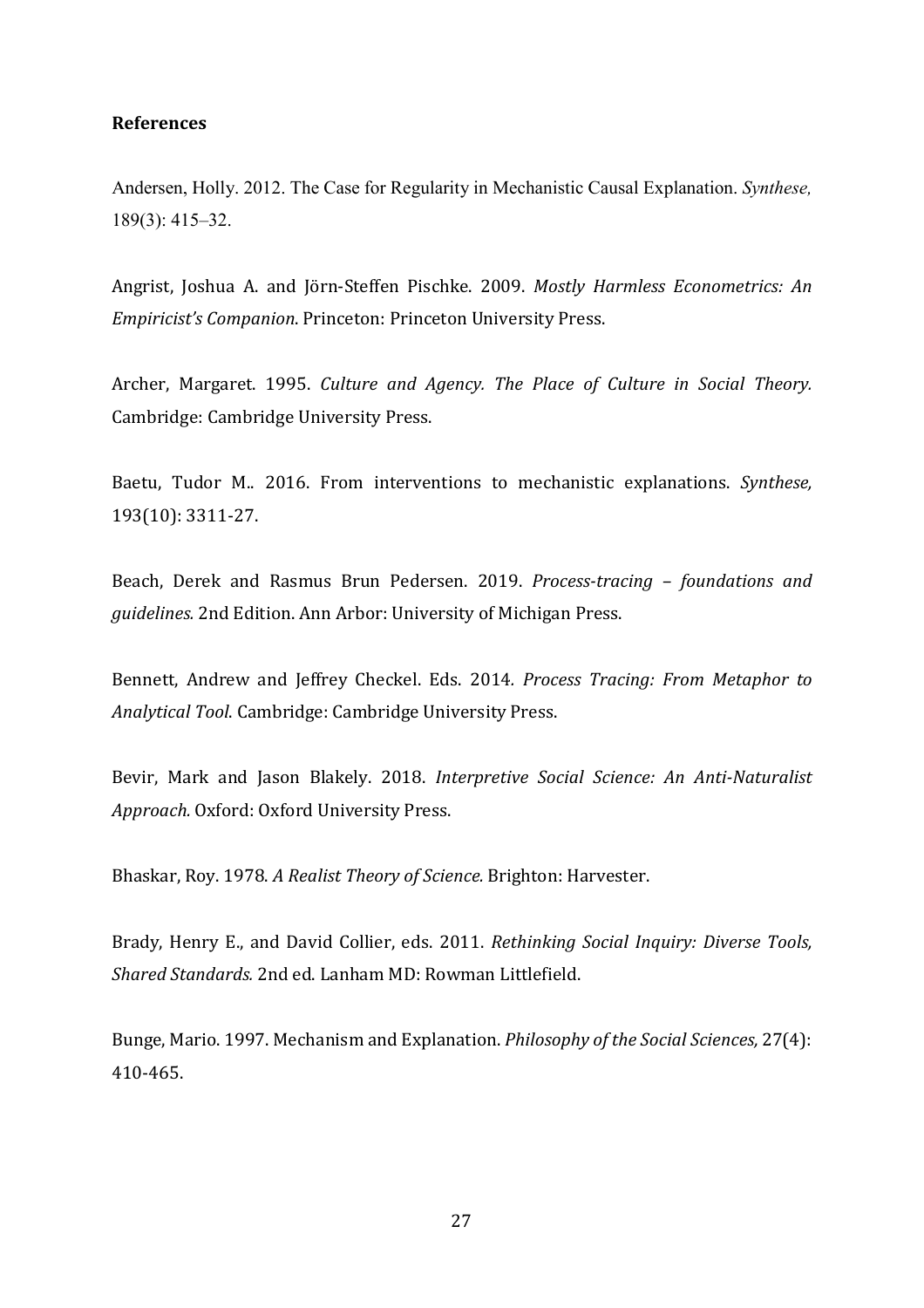**References**

Andersen, Holly. 2012. The Case for Regularity in Mechanistic Causal Explanation. *Synthese,* 189(3): 415–32.

Angrist, Joshua A. and Jörn-Steffen Pischke. 2009. *Mostly Harmless Econometrics: An Empiricist's Companion*. Princeton: Princeton University Press.

Archer, Margaret. 1995. *Culture and Agency. The Place of Culture in Social Theory.* Cambridge: Cambridge University Press.

Baetu, Tudor M.. 2016. From interventions to mechanistic explanations. *Synthese,* 193(10): 3311-27.

Beach, Derek and Rasmus Brun Pedersen. 2019. *Process-tracing – foundations and guidelines.* 2nd Edition. Ann Arbor: University of Michigan Press.

Bennett, Andrew and Jeffrey Checkel. Eds. 2014. *Process Tracing: From Metaphor to Analytical Tool.* Cambridge: Cambridge University Press.

Bevir, Mark and Jason Blakely. 2018. *Interpretive Social Science: An Anti-Naturalist Approach.* Oxford: Oxford University Press.

Bhaskar, Roy. 1978. *A Realist Theory of Science.* Brighton: Harvester.

Brady, Henry E., and David Collier, eds. 2011. *Rethinking Social Inquiry: Diverse Tools, Shared Standards.* 2nd ed. Lanham MD: Rowman Littlefield.

Bunge, Mario. 1997. Mechanism and Explanation. *Philosophy of the Social Sciences,* 27(4): 410-465.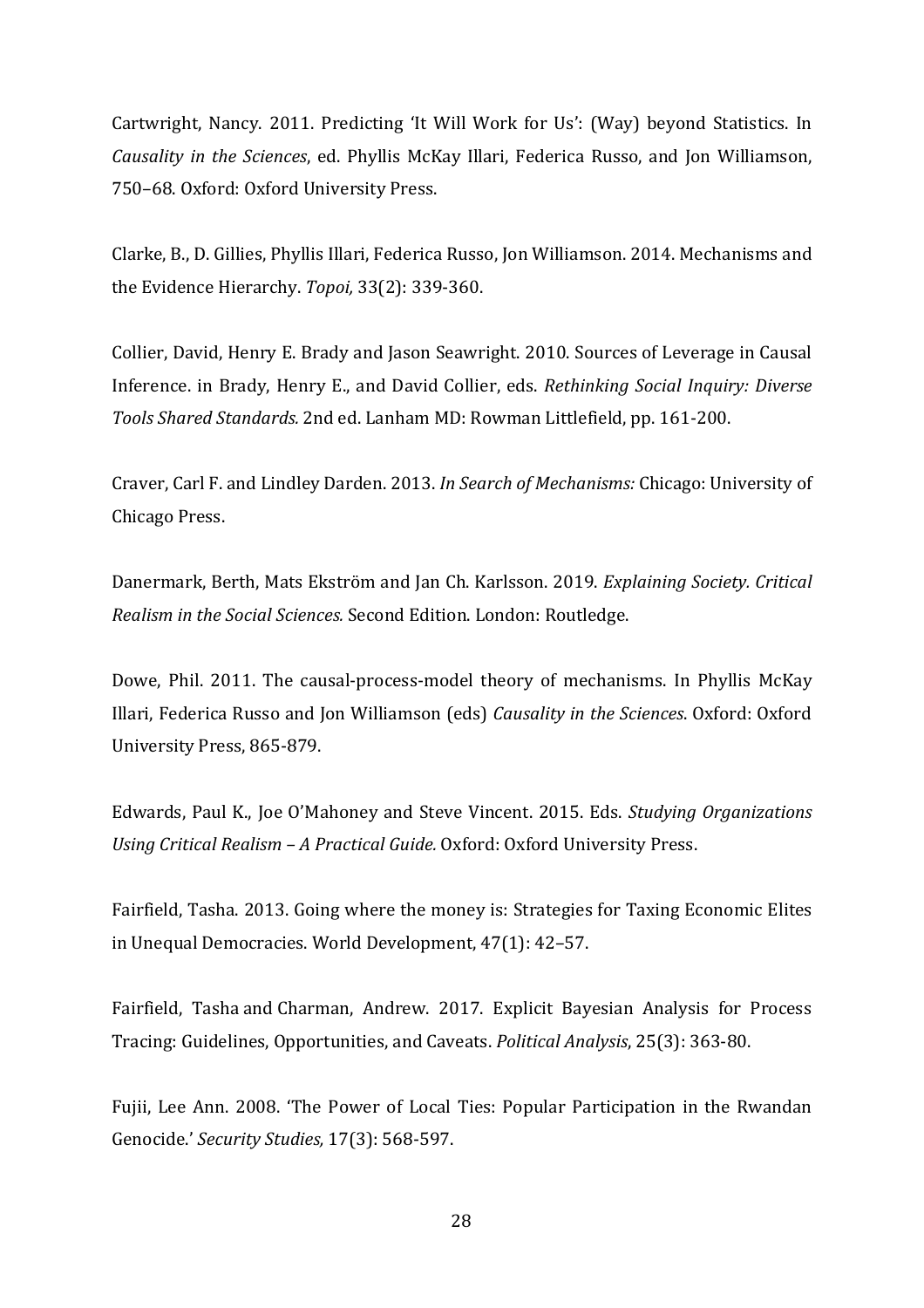Cartwright, Nancy. 2011. Predicting 'It Will Work for Us': (Way) beyond Statistics. In *Causality in the Sciences*, ed. Phyllis McKay Illari, Federica Russo, and Jon Williamson, 750–68. Oxford: Oxford University Press.

Clarke, B., D. Gillies, Phyllis Illari, Federica Russo, Jon Williamson. 2014. Mechanisms and the Evidence Hierarchy. *Topoi,* 33(2): 339-360.

Collier, David, Henry E. Brady and Jason Seawright. 2010. Sources of Leverage in Causal Inference. in Brady, Henry E., and David Collier, eds. *Rethinking Social Inquiry: Diverse Tools Shared Standards.* 2nd ed. Lanham MD: Rowman Littlefield, pp. 161-200.

Craver, Carl F. and Lindley Darden. 2013. *In Search of Mechanisms:* Chicago: University of Chicago Press.

Danermark, Berth, Mats Ekström and Jan Ch. Karlsson. 2019. *Explaining Society. Critical Realism in the Social Sciences.* Second Edition. London: Routledge.

Dowe, Phil. 2011. The causal-process-model theory of mechanisms. In Phyllis McKay Illari, Federica Russo and Jon Williamson (eds) *Causality in the Sciences*. Oxford: Oxford University Press, 865-879.

Edwards, Paul K., Joe O'Mahoney and Steve Vincent. 2015. Eds. *Studying Organizations Using Critical Realism – A Practical Guide.* Oxford: Oxford University Press.

Fairfield, Tasha. 2013. Going where the money is: Strategies for Taxing Economic Elites in Unequal Democracies. World Development, 47(1): 42–57.

Fairfield, Tasha and Charman, Andrew. 2017. Explicit Bayesian Analysis for Process Tracing: Guidelines, Opportunities, and Caveats. *Political Analysis*, 25(3): 363-80.

Fujii, Lee Ann. 2008. 'The Power of Local Ties: Popular Participation in the Rwandan Genocide.' *Security Studies,* 17(3): 568-597.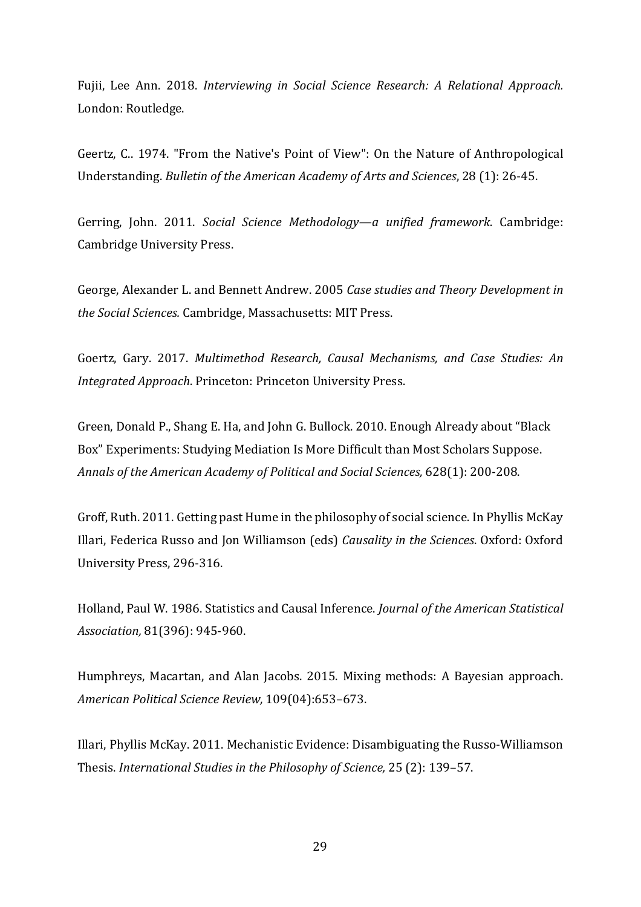Fujii, Lee Ann. 2018. *Interviewing in Social Science Research: A Relational Approach.* London: Routledge.

Geertz, C.. 1974. "From the Native's Point of View": On the Nature of Anthropological Understanding. *Bulletin of the American Academy of Arts and Sciences*, 28 (1): 26-45.

Gerring, John. 2011. *Social Science Methodology—a unified framework*. Cambridge: Cambridge University Press.

George, Alexander L. and Bennett Andrew. 2005 *Case studies and Theory Development in the Social Sciences.* Cambridge, Massachusetts: MIT Press.

Goertz, Gary. 2017. *Multimethod Research, Causal Mechanisms, and Case Studies: An Integrated Approach*. Princeton: Princeton University Press.

Green, Donald P., Shang E. Ha, and John G. Bullock. 2010. Enough Already about "Black Box" Experiments: Studying Mediation Is More Difficult than Most Scholars Suppose. *Annals of the American Academy of Political and Social Sciences,* 628(1): 200-208.

Groff, Ruth. 2011. Getting past Hume in the philosophy of social science. In Phyllis McKay Illari, Federica Russo and Jon Williamson (eds) *Causality in the Sciences*. Oxford: Oxford University Press, 296-316.

Holland, Paul W. 1986. Statistics and Causal Inference. *Journal of the American Statistical Association,* 81(396): 945-960.

Humphreys, Macartan, and Alan Jacobs. 2015. Mixing methods: A Bayesian approach. *American Political Science Review,* 109(04):653–673.

Illari, Phyllis McKay. 2011. Mechanistic Evidence: Disambiguating the Russo-Williamson Thesis. *International Studies in the Philosophy of Science,* 25 (2): 139–57.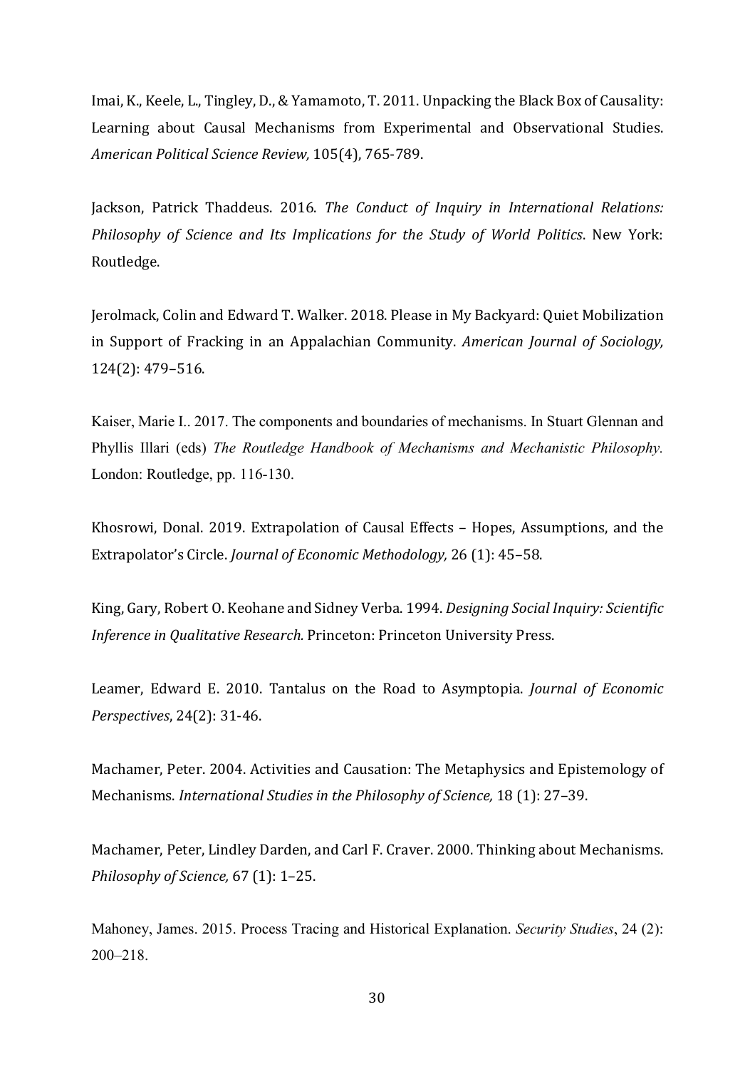Imai, K., Keele, L., Tingley, D., & Yamamoto, T. 2011. Unpacking the Black Box of Causality: Learning about Causal Mechanisms from Experimental and Observational Studies. *American Political Science Review,* 105(4), 765-789.

Jackson, Patrick Thaddeus. 2016. *The Conduct of Inquiry in International Relations: Philosophy of Science and Its Implications for the Study of World Politics*. New York: Routledge.

Jerolmack, Colin and Edward T. Walker. 2018. Please in My Backyard: Quiet Mobilization in Support of Fracking in an Appalachian Community. *American Journal of Sociology,* 124(2): 479–516.

Kaiser, Marie I.. 2017. The components and boundaries of mechanisms. In Stuart Glennan and Phyllis Illari (eds) *The Routledge Handbook of Mechanisms and Mechanistic Philosophy.* London: Routledge, pp. 116-130.

Khosrowi, Donal. 2019. Extrapolation of Causal Effects – Hopes, Assumptions, and the Extrapolator's Circle. *Journal of Economic Methodology,* 26 (1): 45–58.

King, Gary, Robert O. Keohane and Sidney Verba. 1994. *Designing Social Inquiry: Scientific Inference in Qualitative Research.* Princeton: Princeton University Press.

Leamer, Edward E. 2010. Tantalus on the Road to Asymptopia. *Journal of Economic Perspectives*, 24(2): 31-46.

Machamer, Peter. 2004. Activities and Causation: The Metaphysics and Epistemology of Mechanisms. *International Studies in the Philosophy of Science,* 18 (1): 27–39.

Machamer, Peter, Lindley Darden, and Carl F. Craver. 2000. Thinking about Mechanisms. *Philosophy of Science,* 67 (1): 1–25.

Mahoney, James. 2015. Process Tracing and Historical Explanation. *Security Studies*, 24 (2): 200–218.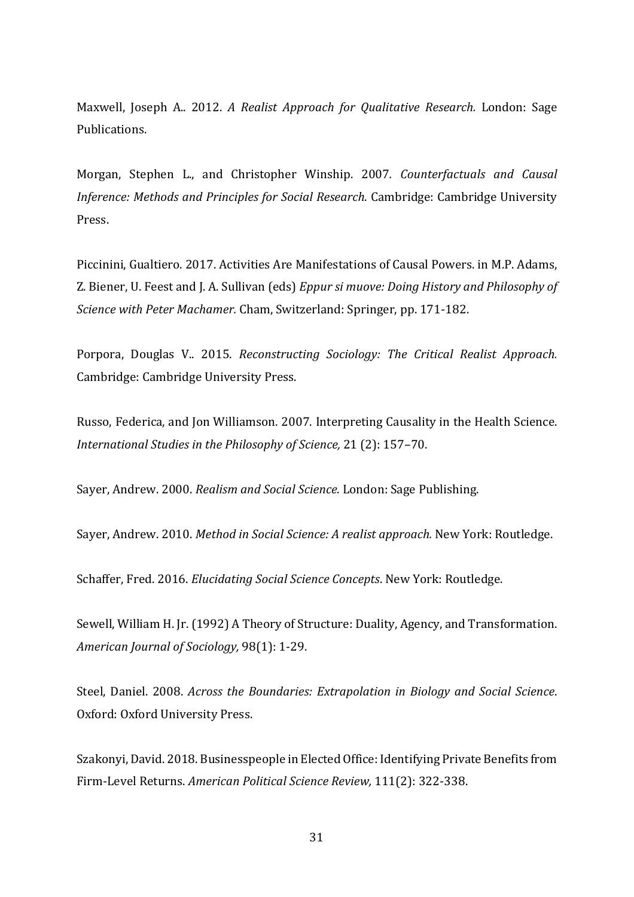Maxwell, Joseph A.. 2012. *A Realist Approach for Qualitative Research.* London: Sage Publications.

Morgan, Stephen L., and Christopher Winship. 2007*. Counterfactuals and Causal Inference: Methods and Principles for Social Research*. Cambridge: Cambridge University Press.

Piccinini, Gualtiero. 2017. Activities Are Manifestations of Causal Powers. in M.P. Adams, Z. Biener, U. Feest and J. A. Sullivan (eds) *Eppur si muove: Doing History and Philosophy of Science with Peter Machamer.* Cham, Switzerland: Springer, pp. 171-182.

Porpora, Douglas V.. 2015. *Reconstructing Sociology: The Critical Realist Approach.* Cambridge: Cambridge University Press.

Russo, Federica, and Jon Williamson. 2007. Interpreting Causality in the Health Science. *International Studies in the Philosophy of Science,* 21 (2): 157–70.

Sayer, Andrew. 2000. *Realism and Social Science*. London: Sage Publishing.

Sayer, Andrew. 2010. *Method in Social Science: A realist approach.* New York: Routledge.

Schaffer, Fred. 2016. *Elucidating Social Science Concepts*. New York: Routledge.

Sewell, William H. Jr. (1992) A Theory of Structure: Duality, Agency, and Transformation. *American Journal of Sociology,* 98(1): 1-29.

Steel, Daniel. 2008. *Across the Boundaries: Extrapolation in Biology and Social Science*. Oxford: Oxford University Press.

Szakonyi, David. 2018. Businesspeople in Elected Office: Identifying Private Benefits from Firm-Level Returns. *American Political Science Review,* 111(2): 322-338.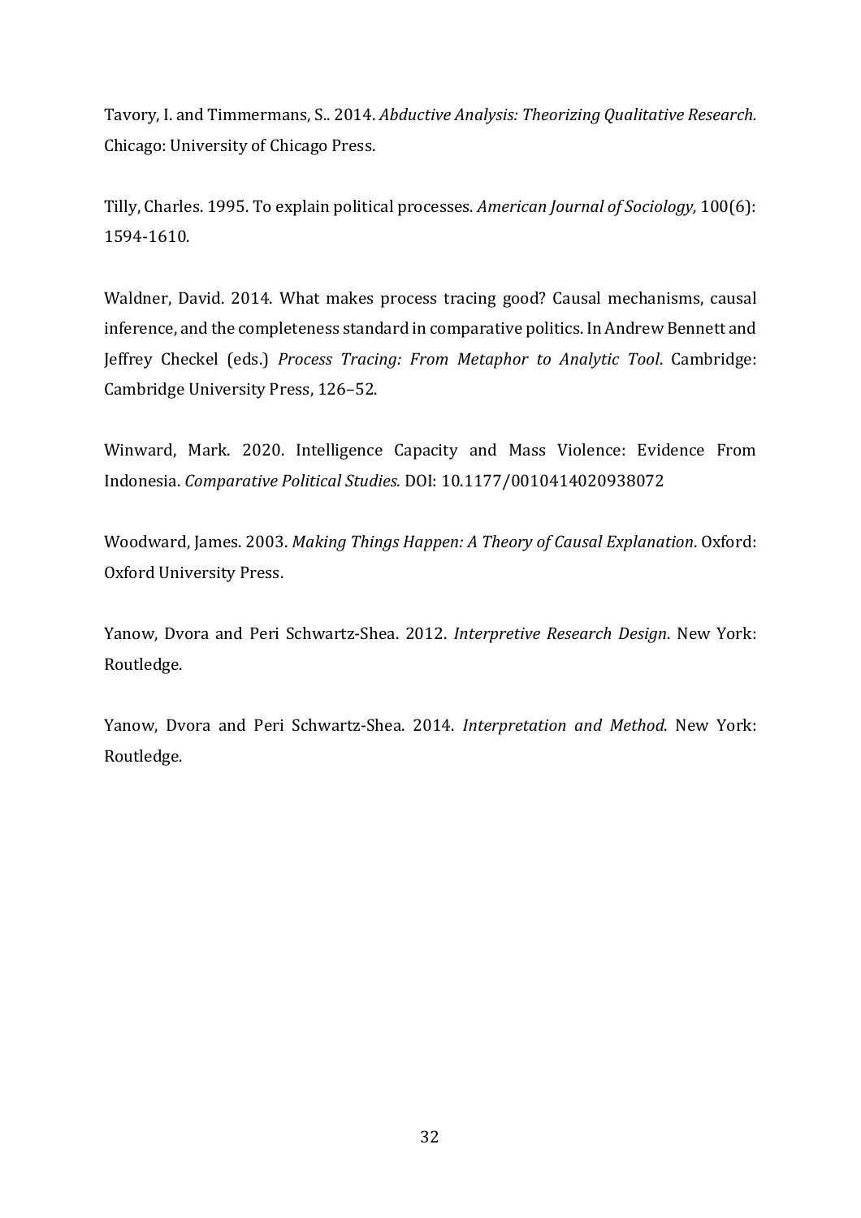Tavory, I. and Timmermans, S.. 2014. *Abductive Analysis: Theorizing Qualitative Research.* Chicago: University of Chicago Press.

Tilly, Charles. 1995. To explain political processes. *American Journal of Sociology,* 100(6): 1594-1610.

Waldner, David. 2014. What makes process tracing good? Causal mechanisms, causal inference, and the completeness standard in comparative politics. In Andrew Bennett and Jeffrey Checkel (eds.) *Process Tracing: From Metaphor to Analytic Tool*. Cambridge: Cambridge University Press, 126–52.

Winward, Mark. 2020. Intelligence Capacity and Mass Violence: Evidence From Indonesia. *Comparative Political Studies.* DOI: 10.1177/0010414020938072

Woodward, James. 2003. *Making Things Happen: A Theory of Causal Explanation*. Oxford: Oxford University Press.

Yanow, Dvora and Peri Schwartz-Shea. 2012. *Interpretive Research Design*. New York: Routledge.

Yanow, Dvora and Peri Schwartz-Shea. 2014. *Interpretation and Method*. New York: Routledge.